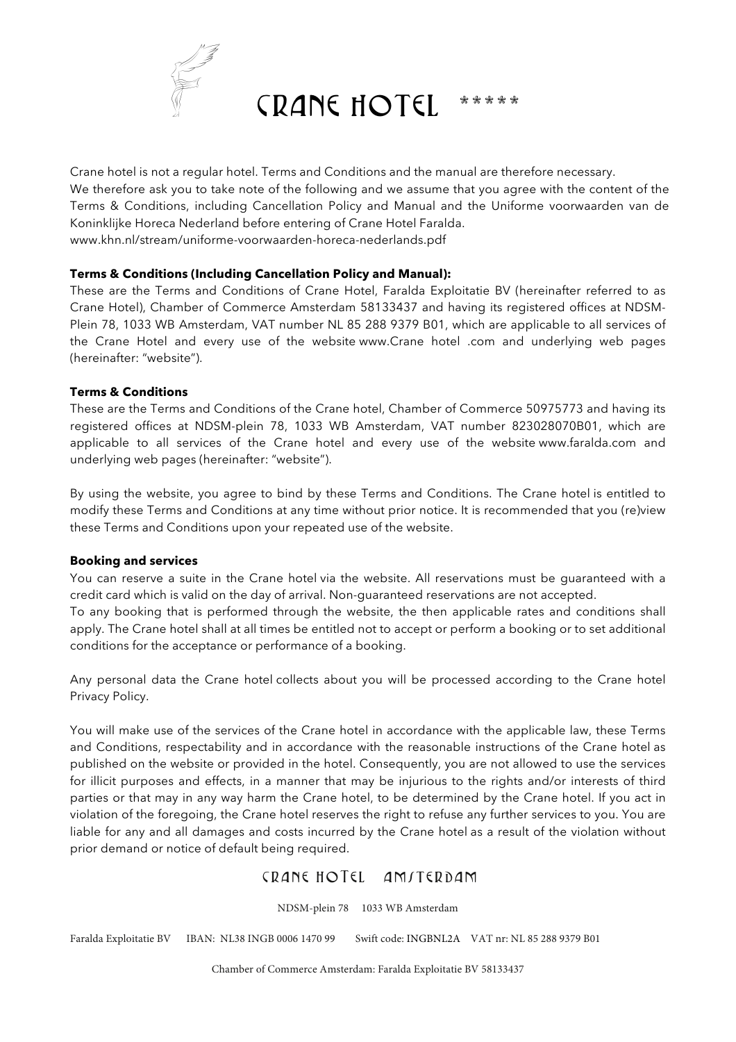# CRANE HOTEL *****

Crane hotel is not a regular hotel. Terms and Conditions and the manual are therefore necessary.
We therefore ask you to take note of the following and we assume that you agree with the content of the Terms & Conditions, including Cancellation Policy and Manual and the Uniforme voorwaarden van de Koninklijke Horeca Nederland before entering of Crane Hotel Faralda.
www.khn.nl/stream/uniforme-voorwaarden-horeca-nederlands.pdf

**Terms & Conditions (Including Cancellation Policy and Manual):**
These are the Terms and Conditions of Crane Hotel, Faralda Exploitatie BV (hereinafter referred to as Crane Hotel), Chamber of Commerce Amsterdam 58133437 and having its registered offices at NDSM-Plein 78, 1033 WB Amsterdam, VAT number NL 85 288 9379 B01, which are applicable to all services of the Crane Hotel and every use of the website www.Crane hotel .com and underlying web pages (hereinafter: "website").

**Terms & Conditions**
These are the Terms and Conditions of the Crane hotel, Chamber of Commerce 50975773 and having its registered offices at NDSM-plein 78, 1033 WB Amsterdam, VAT number 823028070B01, which are applicable to all services of the Crane hotel and every use of the website www.faralda.com and underlying web pages (hereinafter: "website").

By using the website, you agree to bind by these Terms and Conditions. The Crane hotel is entitled to modify these Terms and Conditions at any time without prior notice. It is recommended that you (re)view these Terms and Conditions upon your repeated use of the website.

**Booking and services**
You can reserve a suite in the Crane hotel via the website. All reservations must be guaranteed with a credit card which is valid on the day of arrival. Non-guaranteed reservations are not accepted.
To any booking that is performed through the website, the then applicable rates and conditions shall apply. The Crane hotel shall at all times be entitled not to accept or perform a booking or to set additional conditions for the acceptance or performance of a booking.

Any personal data the Crane hotel collects about you will be processed according to the Crane hotel Privacy Policy.

You will make use of the services of the Crane hotel in accordance with the applicable law, these Terms and Conditions, respectability and in accordance with the reasonable instructions of the Crane hotel as published on the website or provided in the hotel. Consequently, you are not allowed to use the services for illicit purposes and effects, in a manner that may be injurious to the rights and/or interests of third parties or that may in any way harm the Crane hotel, to be determined by the Crane hotel. If you act in violation of the foregoing, the Crane hotel reserves the right to refuse any further services to you. You are liable for any and all damages and costs incurred by the Crane hotel as a result of the violation without prior demand or notice of default being required.

CRANE HOTEL AMSTERDAM

NDSM-plein 78 1033 WB Amsterdam

Faralda Exploitatie BV IBAN: NL38 INGB 0006 1470 99 Swift code: INGBNL2A VAT nr: NL 85 288 9379 B01

Chamber of Commerce Amsterdam: Faralda Exploitatie BV 58133437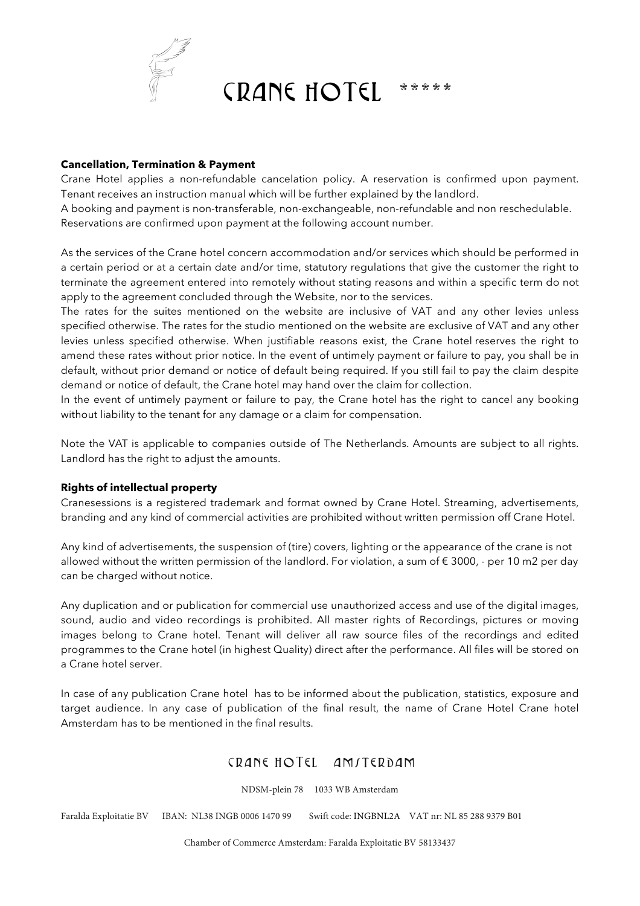**Cancellation, Termination & Payment**

Crane Hotel applies a non-refundable cancelation policy. A reservation is confirmed upon payment. Tenant receives an instruction manual which will be further explained by the landlord.

A booking and payment is non-transferable, non-exchangeable, non-refundable and non reschedulable. Reservations are confirmed upon payment at the following account number.

As the services of the Crane hotel concern accommodation and/or services which should be performed in a certain period or at a certain date and/or time, statutory regulations that give the customer the right to terminate the agreement entered into remotely without stating reasons and within a specific term do not apply to the agreement concluded through the Website, nor to the services.

The rates for the suites mentioned on the website are inclusive of VAT and any other levies unless specified otherwise. The rates for the studio mentioned on the website are exclusive of VAT and any other levies unless specified otherwise. When justifiable reasons exist, the Crane hotel reserves the right to amend these rates without prior notice. In the event of untimely payment or failure to pay, you shall be in default, without prior demand or notice of default being required. If you still fail to pay the claim despite demand or notice of default, the Crane hotel may hand over the claim for collection.

In the event of untimely payment or failure to pay, the Crane hotel has the right to cancel any booking without liability to the tenant for any damage or a claim for compensation.

Note the VAT is applicable to companies outside of The Netherlands. Amounts are subject to all rights. Landlord has the right to adjust the amounts.

**Rights of intellectual property**

Cranesessions is a registered trademark and format owned by Crane Hotel. Streaming, advertisements, branding and any kind of commercial activities are prohibited without written permission off Crane Hotel.

Any kind of advertisements, the suspension of (tire) covers, lighting or the appearance of the crane is not allowed without the written permission of the landlord. For violation, a sum of € 3000, - per 10 m2 per day can be charged without notice.

Any duplication and or publication for commercial use unauthorized access and use of the digital images, sound, audio and video recordings is prohibited. All master rights of Recordings, pictures or moving images belong to Crane hotel. Tenant will deliver all raw source files of the recordings and edited programmes to the Crane hotel (in highest Quality) direct after the performance. All files will be stored on a Crane hotel server.

In case of any publication Crane hotel has to be informed about the publication, statistics, exposure and target audience. In any case of publication of the final result, the name of Crane Hotel Crane hotel Amsterdam has to be mentioned in the final results.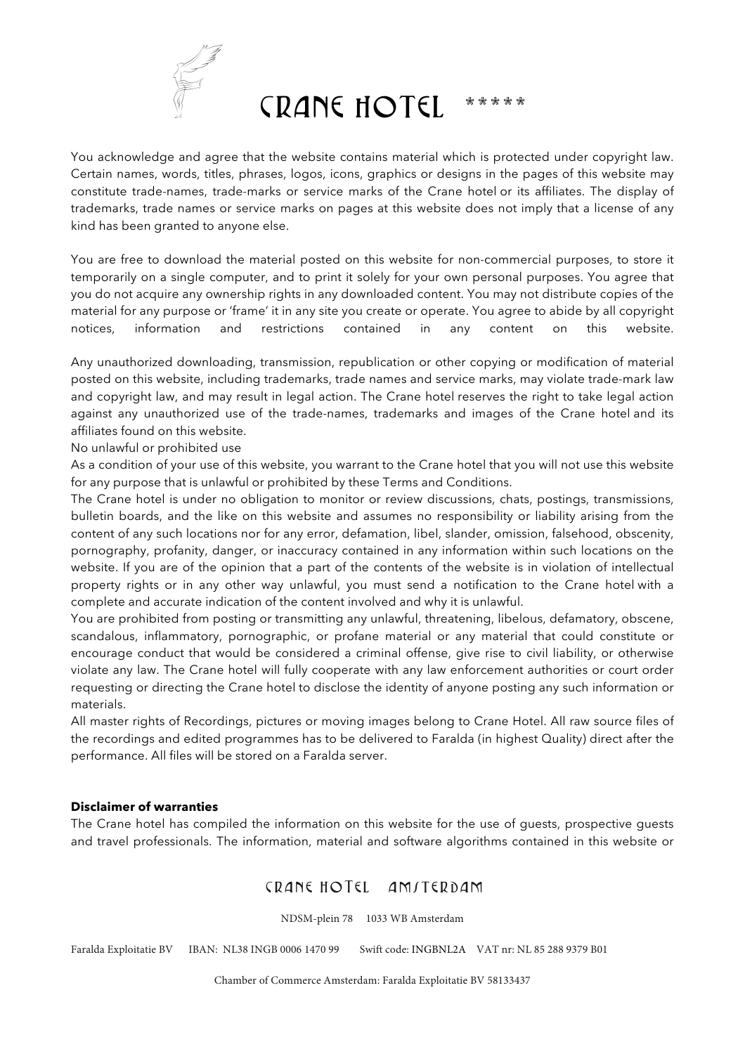You acknowledge and agree that the website contains material which is protected under copyright law. Certain names, words, titles, phrases, logos, icons, graphics or designs in the pages of this website may constitute trade-names, trade-marks or service marks of the Crane hotel or its affiliates. The display of trademarks, trade names or service marks on pages at this website does not imply that a license of any kind has been granted to anyone else.

You are free to download the material posted on this website for non-commercial purposes, to store it temporarily on a single computer, and to print it solely for your own personal purposes. You agree that you do not acquire any ownership rights in any downloaded content. You may not distribute copies of the material for any purpose or 'frame' it in any site you create or operate. You agree to abide by all copyright notices, information and restrictions contained in any content on this website.

Any unauthorized downloading, transmission, republication or other copying or modification of material posted on this website, including trademarks, trade names and service marks, may violate trade-mark law and copyright law, and may result in legal action. The Crane hotel reserves the right to take legal action against any unauthorized use of the trade-names, trademarks and images of the Crane hotel and its affiliates found on this website.

No unlawful or prohibited use

As a condition of your use of this website, you warrant to the Crane hotel that you will not use this website for any purpose that is unlawful or prohibited by these Terms and Conditions.

The Crane hotel is under no obligation to monitor or review discussions, chats, postings, transmissions, bulletin boards, and the like on this website and assumes no responsibility or liability arising from the content of any such locations nor for any error, defamation, libel, slander, omission, falsehood, obscenity, pornography, profanity, danger, or inaccuracy contained in any information within such locations on the website. If you are of the opinion that a part of the contents of the website is in violation of intellectual property rights or in any other way unlawful, you must send a notification to the Crane hotel with a complete and accurate indication of the content involved and why it is unlawful.

You are prohibited from posting or transmitting any unlawful, threatening, libelous, defamatory, obscene, scandalous, inflammatory, pornographic, or profane material or any material that could constitute or encourage conduct that would be considered a criminal offense, give rise to civil liability, or otherwise violate any law. The Crane hotel will fully cooperate with any law enforcement authorities or court order requesting or directing the Crane hotel to disclose the identity of anyone posting any such information or materials.

All master rights of Recordings, pictures or moving images belong to Crane Hotel. All raw source files of the recordings and edited programmes has to be delivered to Faralda (in highest Quality) direct after the performance. All files will be stored on a Faralda server.

**Disclaimer of warranties**

The Crane hotel has compiled the information on this website for the use of guests, prospective guests and travel professionals. The information, material and software algorithms contained in this website or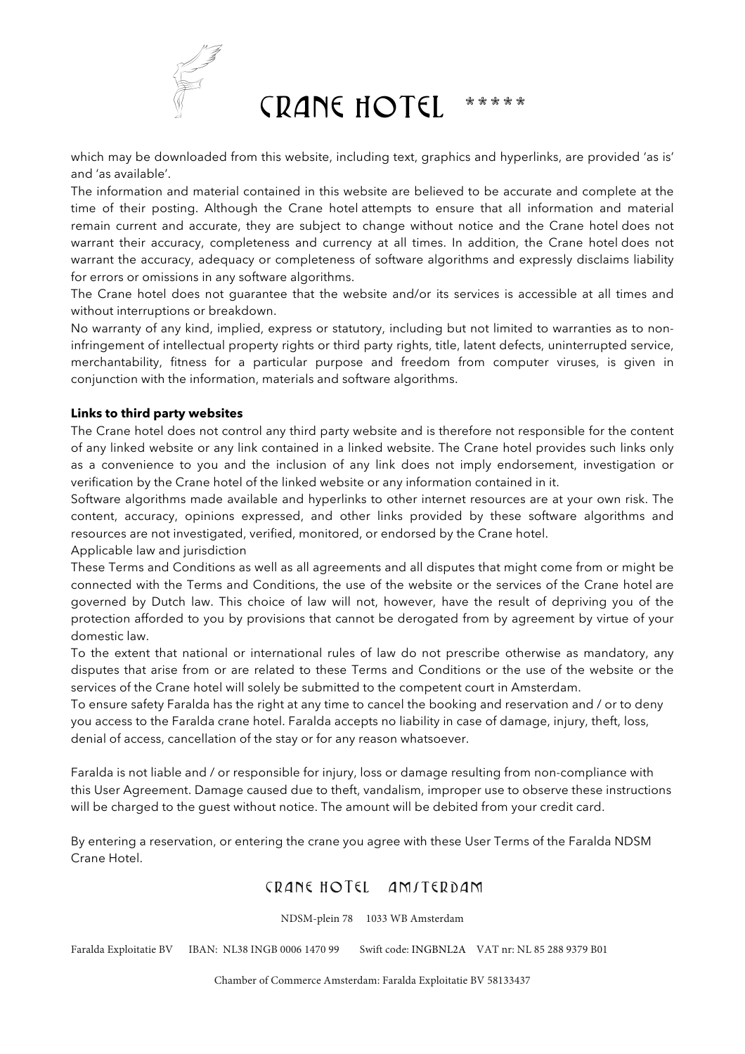which may be downloaded from this website, including text, graphics and hyperlinks, are provided 'as is' and 'as available'.

The information and material contained in this website are believed to be accurate and complete at the time of their posting. Although the Crane hotel attempts to ensure that all information and material remain current and accurate, they are subject to change without notice and the Crane hotel does not warrant their accuracy, completeness and currency at all times. In addition, the Crane hotel does not warrant the accuracy, adequacy or completeness of software algorithms and expressly disclaims liability for errors or omissions in any software algorithms.

The Crane hotel does not guarantee that the website and/or its services is accessible at all times and without interruptions or breakdown.

No warranty of any kind, implied, express or statutory, including but not limited to warranties as to non-infringement of intellectual property rights or third party rights, title, latent defects, uninterrupted service, merchantability, fitness for a particular purpose and freedom from computer viruses, is given in conjunction with the information, materials and software algorithms.

**Links to third party websites**

The Crane hotel does not control any third party website and is therefore not responsible for the content of any linked website or any link contained in a linked website. The Crane hotel provides such links only as a convenience to you and the inclusion of any link does not imply endorsement, investigation or verification by the Crane hotel of the linked website or any information contained in it.

Software algorithms made available and hyperlinks to other internet resources are at your own risk. The content, accuracy, opinions expressed, and other links provided by these software algorithms and resources are not investigated, verified, monitored, or endorsed by the Crane hotel.

Applicable law and jurisdiction

These Terms and Conditions as well as all agreements and all disputes that might come from or might be connected with the Terms and Conditions, the use of the website or the services of the Crane hotel are governed by Dutch law. This choice of law will not, however, have the result of depriving you of the protection afforded to you by provisions that cannot be derogated from by agreement by virtue of your domestic law.

To the extent that national or international rules of law do not prescribe otherwise as mandatory, any disputes that arise from or are related to these Terms and Conditions or the use of the website or the services of the Crane hotel will solely be submitted to the competent court in Amsterdam.

To ensure safety Faralda has the right at any time to cancel the booking and reservation and / or to deny you access to the Faralda crane hotel. Faralda accepts no liability in case of damage, injury, theft, loss, denial of access, cancellation of the stay or for any reason whatsoever.

Faralda is not liable and / or responsible for injury, loss or damage resulting from non-compliance with this User Agreement. Damage caused due to theft, vandalism, improper use to observe these instructions will be charged to the guest without notice. The amount will be debited from your credit card.

By entering a reservation, or entering the crane you agree with these User Terms of the Faralda NDSM Crane Hotel.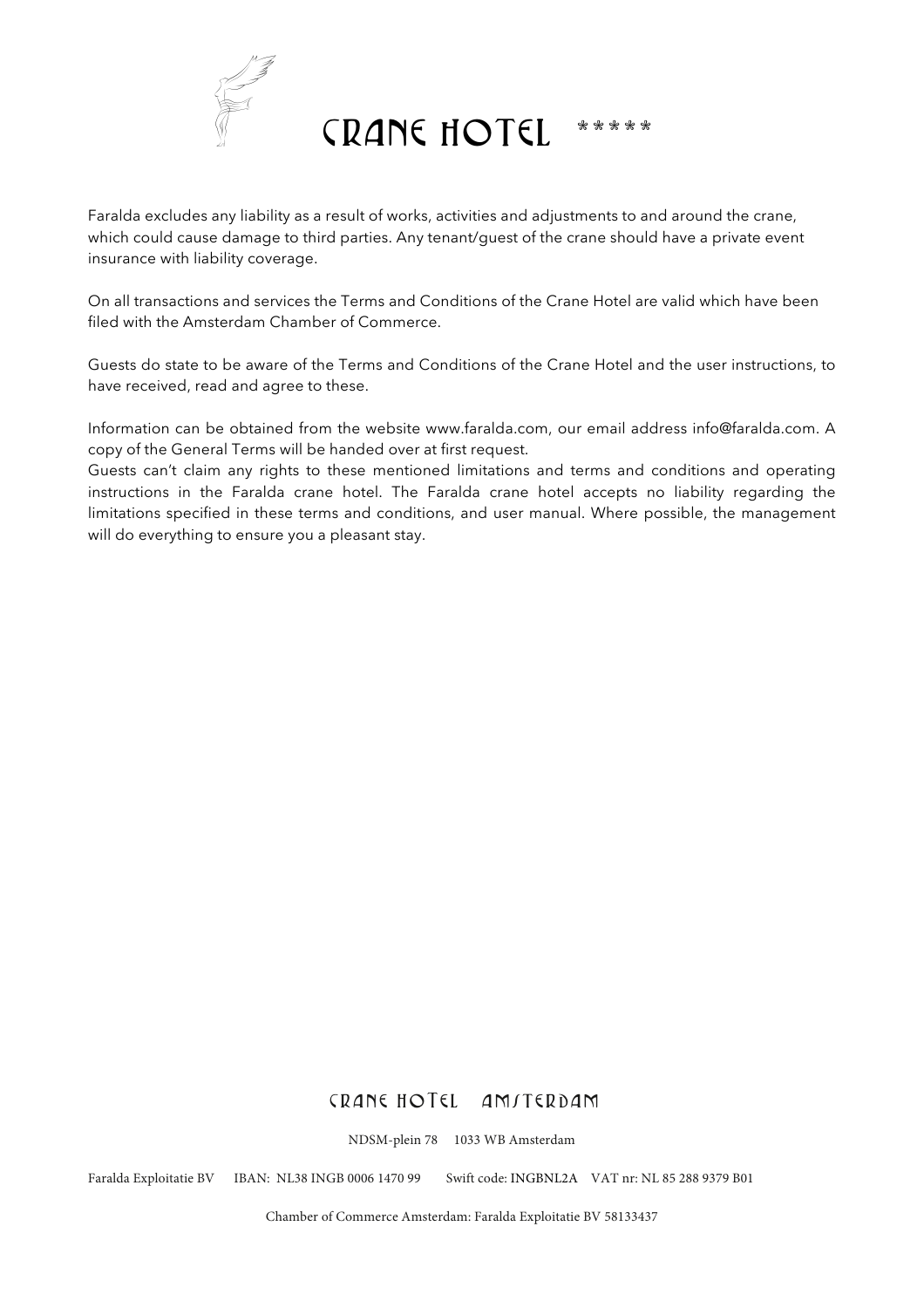Faralda excludes any liability as a result of works, activities and adjustments to and around the crane, which could cause damage to third parties. Any tenant/guest of the crane should have a private event insurance with liability coverage.

On all transactions and services the Terms and Conditions of the Crane Hotel are valid which have been filed with the Amsterdam Chamber of Commerce.

Guests do state to be aware of the Terms and Conditions of the Crane Hotel and the user instructions, to have received, read and agree to these.

Information can be obtained from the website www.faralda.com, our email address info@faralda.com. A copy of the General Terms will be handed over at first request.
Guests can't claim any rights to these mentioned limitations and terms and conditions and operating instructions in the Faralda crane hotel. The Faralda crane hotel accepts no liability regarding the limitations specified in these terms and conditions, and user manual. Where possible, the management will do everything to ensure you a pleasant stay.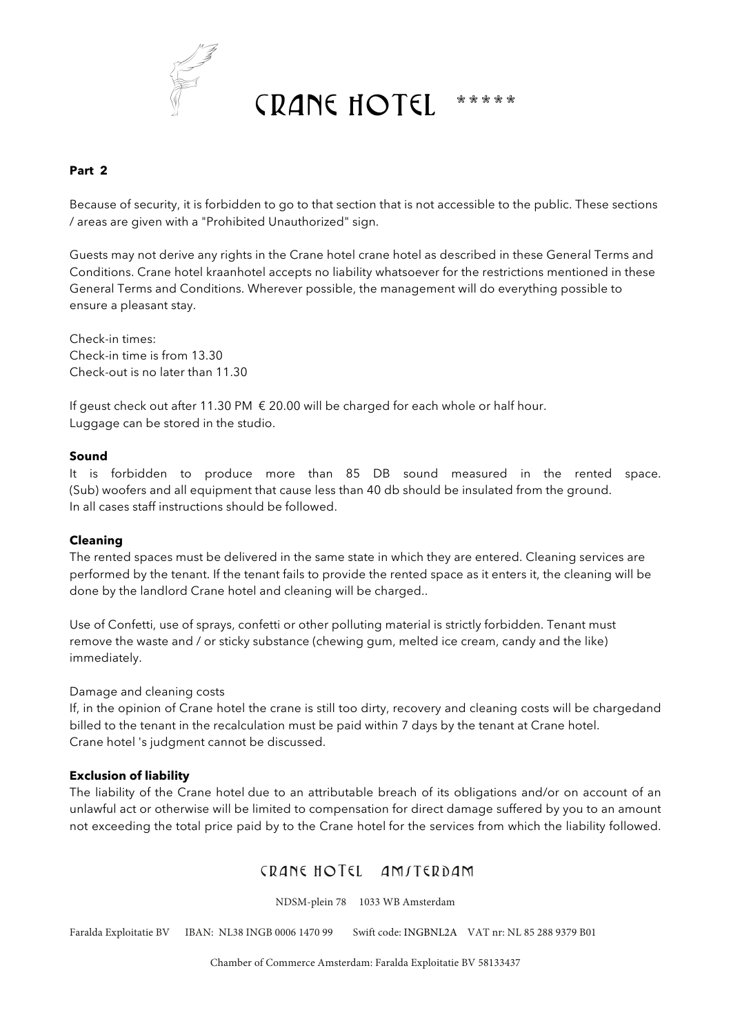# CRANE HOTEL *****

**Part 2**

Because of security, it is forbidden to go to that section that is not accessible to the public. These sections / areas are given with a "Prohibited Unauthorized" sign.

Guests may not derive any rights in the Crane hotel crane hotel as described in these General Terms and Conditions. Crane hotel kraanhotel accepts no liability whatsoever for the restrictions mentioned in these General Terms and Conditions. Wherever possible, the management will do everything possible to ensure a pleasant stay.

Check-in times:
Check-in time is from 13.30
Check-out is no later than 11.30

If geust check out after 11.30 PM € 20.00 will be charged for each whole or half hour.
Luggage can be stored in the studio.

**Sound**
It is forbidden to produce more than 85 DB sound measured in the rented space. (Sub) woofers and all equipment that cause less than 40 db should be insulated from the ground.
In all cases staff instructions should be followed.

**Cleaning**
The rented spaces must be delivered in the same state in which they are entered. Cleaning services are performed by the tenant. If the tenant fails to provide the rented space as it enters it, the cleaning will be done by the landlord Crane hotel and cleaning will be charged..

Use of Confetti, use of sprays, confetti or other polluting material is strictly forbidden. Tenant must remove the waste and / or sticky substance (chewing gum, melted ice cream, candy and the like) immediately.

Damage and cleaning costs
If, in the opinion of Crane hotel the crane is still too dirty, recovery and cleaning costs will be chargedand billed to the tenant in the recalculation must be paid within 7 days by the tenant at Crane hotel.
Crane hotel 's judgment cannot be discussed.

**Exclusion of liability**
The liability of the Crane hotel due to an attributable breach of its obligations and/or on account of an unlawful act or otherwise will be limited to compensation for direct damage suffered by you to an amount not exceeding the total price paid by to the Crane hotel for the services from which the liability followed.

CRANE HOTEL AMSTERDAM

NDSM-plein 78 1033 WB Amsterdam

Faralda Exploitatie BV IBAN: NL38 INGB 0006 1470 99 Swift code: INGBNL2A VAT nr: NL 85 288 9379 B01

Chamber of Commerce Amsterdam: Faralda Exploitatie BV 58133437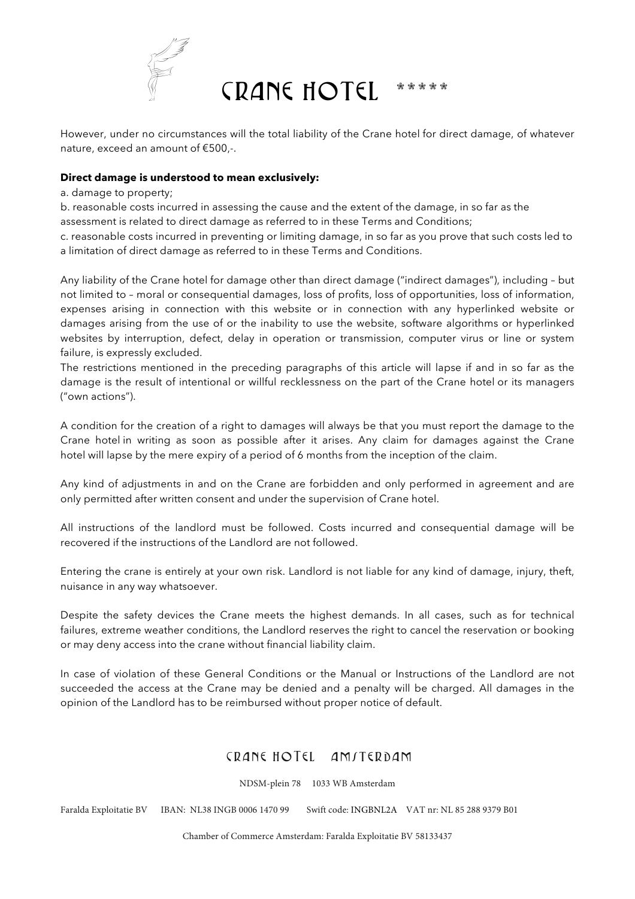However, under no circumstances will the total liability of the Crane hotel for direct damage, of whatever nature, exceed an amount of €500,-.

**Direct damage is understood to mean exclusively:**

a. damage to property;
b. reasonable costs incurred in assessing the cause and the extent of the damage, in so far as the assessment is related to direct damage as referred to in these Terms and Conditions;
c. reasonable costs incurred in preventing or limiting damage, in so far as you prove that such costs led to a limitation of direct damage as referred to in these Terms and Conditions.

Any liability of the Crane hotel for damage other than direct damage ("indirect damages"), including – but not limited to – moral or consequential damages, loss of profits, loss of opportunities, loss of information, expenses arising in connection with this website or in connection with any hyperlinked website or damages arising from the use of or the inability to use the website, software algorithms or hyperlinked websites by interruption, defect, delay in operation or transmission, computer virus or line or system failure, is expressly excluded.
The restrictions mentioned in the preceding paragraphs of this article will lapse if and in so far as the damage is the result of intentional or willful recklessness on the part of the Crane hotel or its managers ("own actions").

A condition for the creation of a right to damages will always be that you must report the damage to the Crane hotel in writing as soon as possible after it arises. Any claim for damages against the Crane hotel will lapse by the mere expiry of a period of 6 months from the inception of the claim.

Any kind of adjustments in and on the Crane are forbidden and only performed in agreement and are only permitted after written consent and under the supervision of Crane hotel.

All instructions of the landlord must be followed. Costs incurred and consequential damage will be recovered if the instructions of the Landlord are not followed.

Entering the crane is entirely at your own risk. Landlord is not liable for any kind of damage, injury, theft, nuisance in any way whatsoever.

Despite the safety devices the Crane meets the highest demands. In all cases, such as for technical failures, extreme weather conditions, the Landlord reserves the right to cancel the reservation or booking or may deny access into the crane without financial liability claim.

In case of violation of these General Conditions or the Manual or Instructions of the Landlord are not succeeded the access at the Crane may be denied and a penalty will be charged. All damages in the opinion of the Landlord has to be reimbursed without proper notice of default.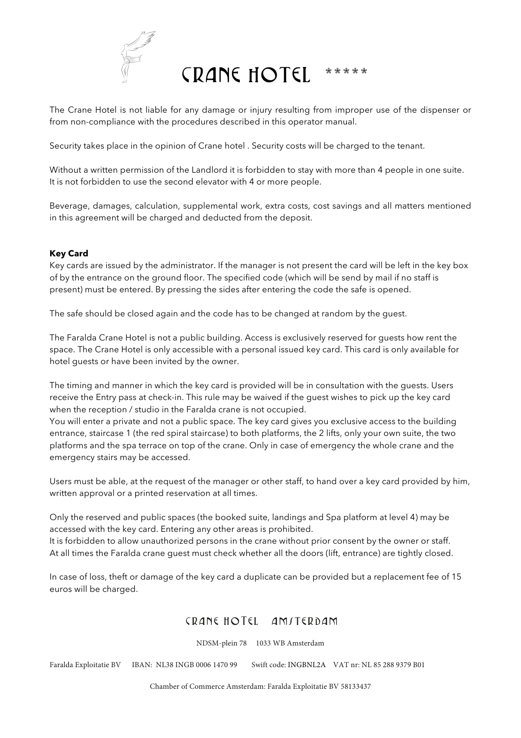# CRANE HOTEL *****

The Crane Hotel is not liable for any damage or injury resulting from improper use of the dispenser or from non-compliance with the procedures described in this operator manual.

Security takes place in the opinion of Crane hotel . Security costs will be charged to the tenant.

Without a written permission of the Landlord it is forbidden to stay with more than 4 people in one suite. It is not forbidden to use the second elevator with 4 or more people.

Beverage, damages, calculation, supplemental work, extra costs, cost savings and all matters mentioned in this agreement will be charged and deducted from the deposit.

**Key Card**

Key cards are issued by the administrator. If the manager is not present the card will be left in the key box of by the entrance on the ground floor. The specified code (which will be send by mail if no staff is present) must be entered. By pressing the sides after entering the code the safe is opened.

The safe should be closed again and the code has to be changed at random by the guest.

The Faralda Crane Hotel is not a public building. Access is exclusively reserved for guests how rent the space. The Crane Hotel is only accessible with a personal issued key card. This card is only available for hotel guests or have been invited by the owner.

The timing and manner in which the key card is provided will be in consultation with the guests. Users receive the Entry pass at check-in. This rule may be waived if the guest wishes to pick up the key card when the reception / studio in the Faralda crane is not occupied.
You will enter a private and not a public space. The key card gives you exclusive access to the building entrance, staircase 1 (the red spiral staircase) to both platforms, the 2 lifts, only your own suite, the two platforms and the spa terrace on top of the crane. Only in case of emergency the whole crane and the emergency stairs may be accessed.

Users must be able, at the request of the manager or other staff, to hand over a key card provided by him, written approval or a printed reservation at all times.

Only the reserved and public spaces (the booked suite, landings and Spa platform at level 4) may be accessed with the key card. Entering any other areas is prohibited.
It is forbidden to allow unauthorized persons in the crane without prior consent by the owner or staff.
At all times the Faralda crane guest must check whether all the doors (lift, entrance) are tightly closed.

In case of loss, theft or damage of the key card a duplicate can be provided but a replacement fee of 15 euros will be charged.

CRANE HOTEL AMSTERDAM

NDSM-plein 78 1033 WB Amsterdam

Faralda Exploitatie BV IBAN: NL38 INGB 0006 1470 99 Swift code: INGBNL2A VAT nr: NL 85 288 9379 B01

Chamber of Commerce Amsterdam: Faralda Exploitatie BV 58133437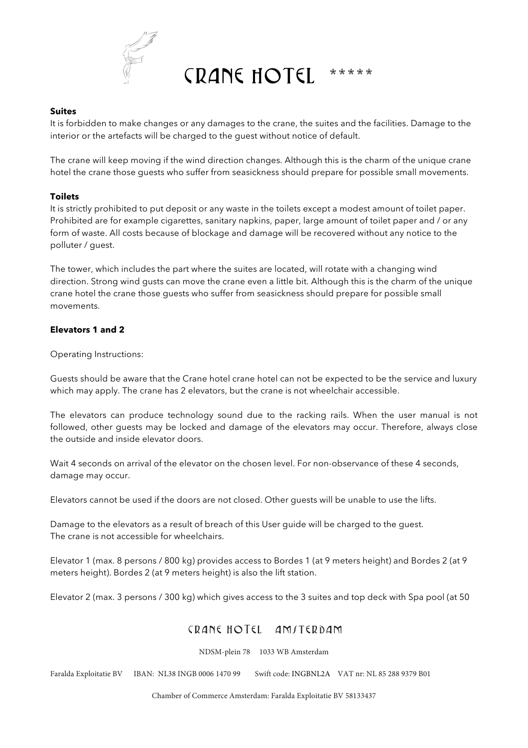**Suites**

It is forbidden to make changes or any damages to the crane, the suites and the facilities. Damage to the interior or the artefacts will be charged to the guest without notice of default.

The crane will keep moving if the wind direction changes. Although this is the charm of the unique crane hotel the crane those guests who suffer from seasickness should prepare for possible small movements.

**Toilets**

It is strictly prohibited to put deposit or any waste in the toilets except a modest amount of toilet paper. Prohibited are for example cigarettes, sanitary napkins, paper, large amount of toilet paper and / or any form of waste. All costs because of blockage and damage will be recovered without any notice to the polluter / guest.

The tower, which includes the part where the suites are located, will rotate with a changing wind direction. Strong wind gusts can move the crane even a little bit. Although this is the charm of the unique crane hotel the crane those guests who suffer from seasickness should prepare for possible small movements.

**Elevators 1 and 2**

Operating Instructions:

Guests should be aware that the Crane hotel crane hotel can not be expected to be the service and luxury which may apply. The crane has 2 elevators, but the crane is not wheelchair accessible.

The elevators can produce technology sound due to the racking rails. When the user manual is not followed, other guests may be locked and damage of the elevators may occur. Therefore, always close the outside and inside elevator doors.

Wait 4 seconds on arrival of the elevator on the chosen level. For non-observance of these 4 seconds, damage may occur.

Elevators cannot be used if the doors are not closed. Other guests will be unable to use the lifts.

Damage to the elevators as a result of breach of this User guide will be charged to the guest.
The crane is not accessible for wheelchairs.

Elevator 1 (max. 8 persons / 800 kg) provides access to Bordes 1 (at 9 meters height) and Bordes 2 (at 9 meters height). Bordes 2 (at 9 meters height) is also the lift station.

Elevator 2 (max. 3 persons / 300 kg) which gives access to the 3 suites and top deck with Spa pool (at 50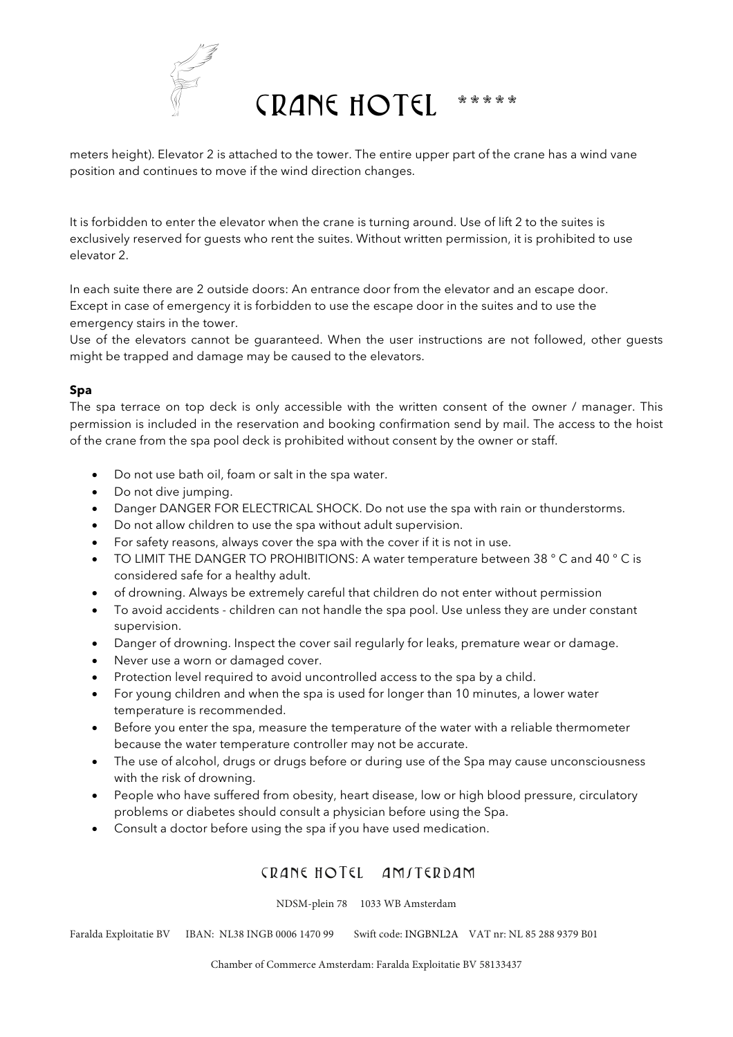meters height). Elevator 2 is attached to the tower. The entire upper part of the crane has a wind vane position and continues to move if the wind direction changes.

It is forbidden to enter the elevator when the crane is turning around. Use of lift 2 to the suites is exclusively reserved for guests who rent the suites. Without written permission, it is prohibited to use elevator 2.

In each suite there are 2 outside doors: An entrance door from the elevator and an escape door. Except in case of emergency it is forbidden to use the escape door in the suites and to use the emergency stairs in the tower.
Use of the elevators cannot be guaranteed. When the user instructions are not followed, other guests might be trapped and damage may be caused to the elevators.

**Spa**

The spa terrace on top deck is only accessible with the written consent of the owner / manager. This permission is included in the reservation and booking confirmation send by mail. The access to the hoist of the crane from the spa pool deck is prohibited without consent by the owner or staff.

- Do not use bath oil, foam or salt in the spa water.
- Do not dive jumping.
- Danger DANGER FOR ELECTRICAL SHOCK. Do not use the spa with rain or thunderstorms.
- Do not allow children to use the spa without adult supervision.
- For safety reasons, always cover the spa with the cover if it is not in use.
- TO LIMIT THE DANGER TO PROHIBITIONS: A water temperature between 38 ° C and 40 ° C is considered safe for a healthy adult.
- of drowning. Always be extremely careful that children do not enter without permission
- To avoid accidents - children can not handle the spa pool. Use unless they are under constant supervision.
- Danger of drowning. Inspect the cover sail regularly for leaks, premature wear or damage.
- Never use a worn or damaged cover.
- Protection level required to avoid uncontrolled access to the spa by a child.
- For young children and when the spa is used for longer than 10 minutes, a lower water temperature is recommended.
- Before you enter the spa, measure the temperature of the water with a reliable thermometer because the water temperature controller may not be accurate.
- The use of alcohol, drugs or drugs before or during use of the Spa may cause unconsciousness with the risk of drowning.
- People who have suffered from obesity, heart disease, low or high blood pressure, circulatory problems or diabetes should consult a physician before using the Spa.
- Consult a doctor before using the spa if you have used medication.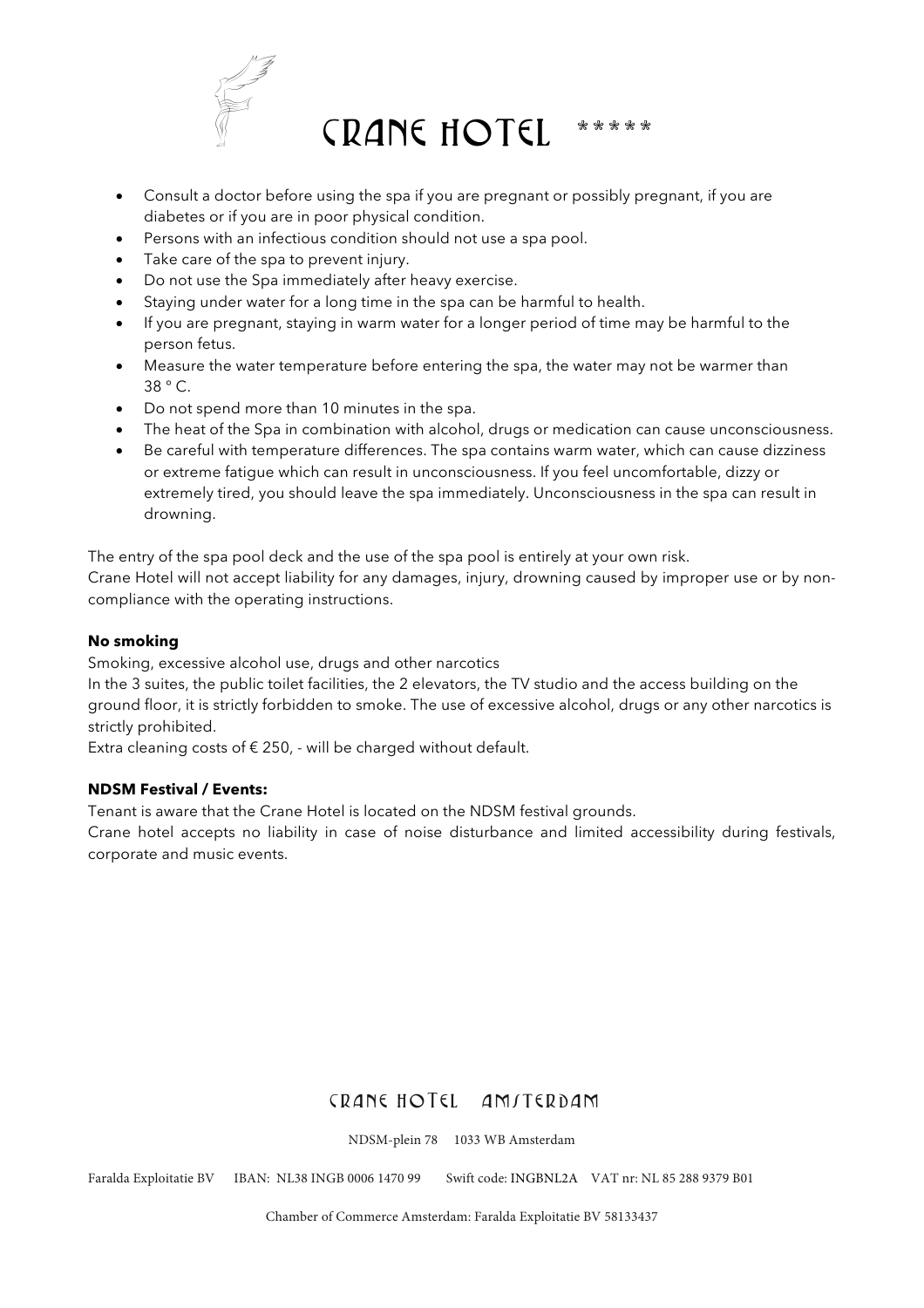- Consult a doctor before using the spa if you are pregnant or possibly pregnant, if you are diabetes or if you are in poor physical condition.
- Persons with an infectious condition should not use a spa pool.
- Take care of the spa to prevent injury.
- Do not use the Spa immediately after heavy exercise.
- Staying under water for a long time in the spa can be harmful to health.
- If you are pregnant, staying in warm water for a longer period of time may be harmful to the person fetus.
- Measure the water temperature before entering the spa, the water may not be warmer than 38 ° C.
- Do not spend more than 10 minutes in the spa.
- The heat of the Spa in combination with alcohol, drugs or medication can cause unconsciousness.
- Be careful with temperature differences. The spa contains warm water, which can cause dizziness or extreme fatigue which can result in unconsciousness. If you feel uncomfortable, dizzy or extremely tired, you should leave the spa immediately. Unconsciousness in the spa can result in drowning.

The entry of the spa pool deck and the use of the spa pool is entirely at your own risk.
Crane Hotel will not accept liability for any damages, injury, drowning caused by improper use or by non-compliance with the operating instructions.

**No smoking**

Smoking, excessive alcohol use, drugs and other narcotics
In the 3 suites, the public toilet facilities, the 2 elevators, the TV studio and the access building on the ground floor, it is strictly forbidden to smoke. The use of excessive alcohol, drugs or any other narcotics is strictly prohibited.
Extra cleaning costs of € 250, - will be charged without default.

**NDSM Festival / Events:**

Tenant is aware that the Crane Hotel is located on the NDSM festival grounds.
Crane hotel accepts no liability in case of noise disturbance and limited accessibility during festivals, corporate and music events.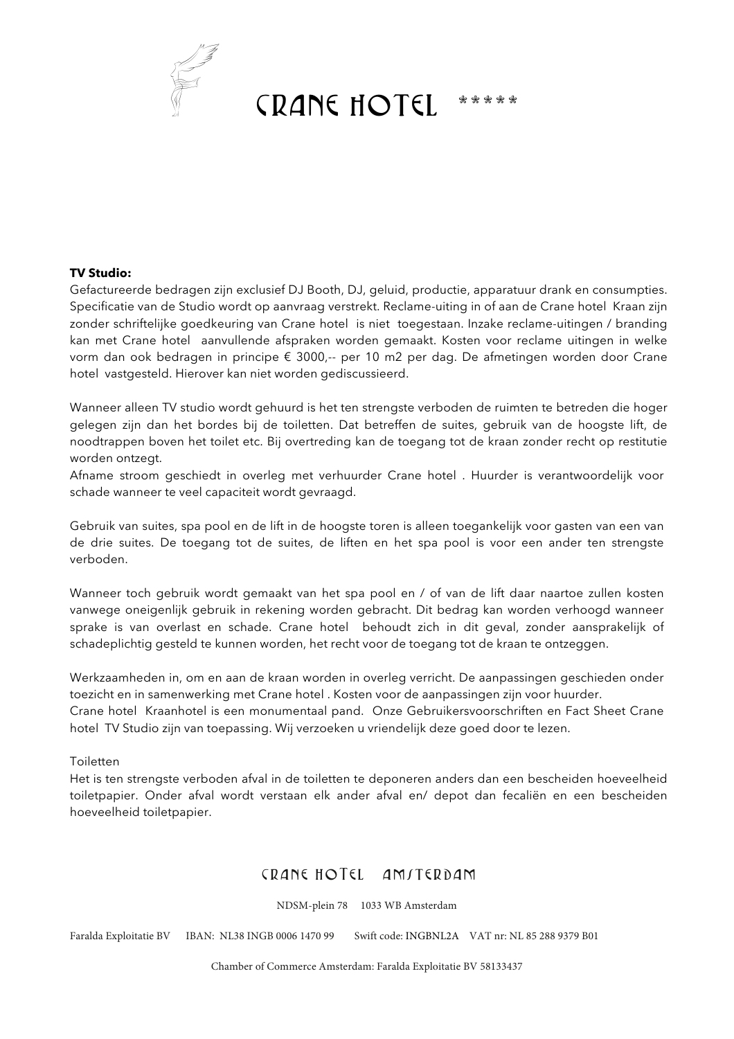# CRANE HOTEL *****

**TV Studio:**

Gefactureerde bedragen zijn exclusief DJ Booth, DJ, geluid, productie, apparatuur drank en consumpties. Specificatie van de Studio wordt op aanvraag verstrekt. Reclame-uiting in of aan de Crane hotel Kraan zijn zonder schriftelijke goedkeuring van Crane hotel is niet toegestaan. Inzake reclame-uitingen / branding kan met Crane hotel aanvullende afspraken worden gemaakt. Kosten voor reclame uitingen in welke vorm dan ook bedragen in principe € 3000,-- per 10 m2 per dag. De afmetingen worden door Crane hotel vastgesteld. Hierover kan niet worden gediscussieerd.

Wanneer alleen TV studio wordt gehuurd is het ten strengste verboden de ruimten te betreden die hoger gelegen zijn dan het bordes bij de toiletten. Dat betreffen de suites, gebruik van de hoogste lift, de noodtrappen boven het toilet etc. Bij overtreding kan de toegang tot de kraan zonder recht op restitutie worden ontzegt.
Afname stroom geschiedt in overleg met verhuurder Crane hotel . Huurder is verantwoordelijk voor schade wanneer te veel capaciteit wordt gevraagd.

Gebruik van suites, spa pool en de lift in de hoogste toren is alleen toegankelijk voor gasten van een van de drie suites. De toegang tot de suites, de liften en het spa pool is voor een ander ten strengste verboden.

Wanneer toch gebruik wordt gemaakt van het spa pool en / of van de lift daar naartoe zullen kosten vanwege oneigenlijk gebruik in rekening worden gebracht. Dit bedrag kan worden verhoogd wanneer sprake is van overlast en schade. Crane hotel behoudt zich in dit geval, zonder aansprakelijk of schadeplichtig gesteld te kunnen worden, het recht voor de toegang tot de kraan te ontzeggen.

Werkzaamheden in, om en aan de kraan worden in overleg verricht. De aanpassingen geschieden onder toezicht en in samenwerking met Crane hotel . Kosten voor de aanpassingen zijn voor huurder.
Crane hotel Kraanhotel is een monumentaal pand. Onze Gebruikersvoorschriften en Fact Sheet Crane hotel TV Studio zijn van toepassing. Wij verzoeken u vriendelijk deze goed door te lezen.

Toiletten
Het is ten strengste verboden afval in de toiletten te deponeren anders dan een bescheiden hoeveelheid toiletpapier. Onder afval wordt verstaan elk ander afval en/ depot dan fecaliën en een bescheiden hoeveelheid toiletpapier.

CRANE HOTEL AMSTERDAM

NDSM-plein 78 1033 WB Amsterdam

Faralda Exploitatie BV IBAN: NL38 INGB 0006 1470 99 Swift code: INGBNL2A VAT nr: NL 85 288 9379 B01

Chamber of Commerce Amsterdam: Faralda Exploitatie BV 58133437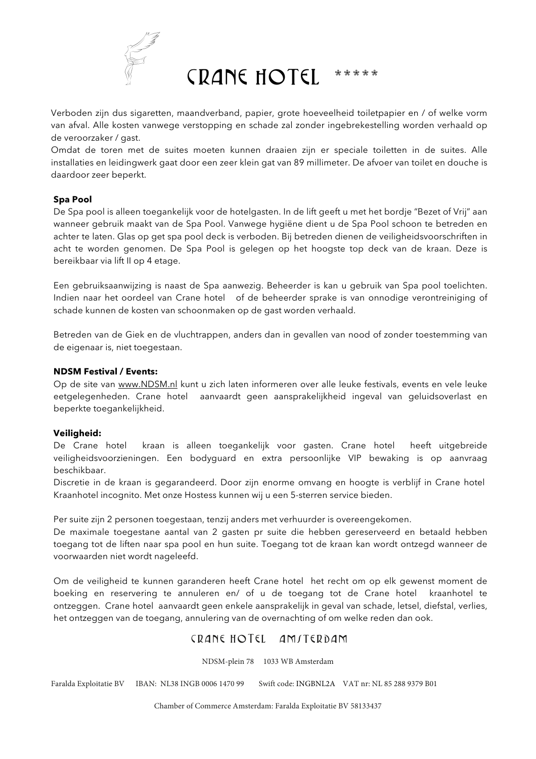Verboden zijn dus sigaretten, maandverband, papier, grote hoeveelheid toiletpapier en / of welke vorm van afval. Alle kosten vanwege verstopping en schade zal zonder ingebrekestelling worden verhaald op de veroorzaker / gast.

Omdat de toren met de suites moeten kunnen draaien zijn er speciale toiletten in de suites. Alle installaties en leidingwerk gaat door een zeer klein gat van 89 millimeter. De afvoer van toilet en douche is daardoor zeer beperkt.

**Spa Pool**

De Spa pool is alleen toegankelijk voor de hotelgasten. In de lift geeft u met het bordje "Bezet of Vrij" aan wanneer gebruik maakt van de Spa Pool. Vanwege hygiëne dient u de Spa Pool schoon te betreden en achter te laten. Glas op get spa pool deck is verboden. Bij betreden dienen de veiligheidsvoorschriften in acht te worden genomen. De Spa Pool is gelegen op het hoogste top deck van de kraan. Deze is bereikbaar via lift II op 4 etage.

Een gebruiksaanwijzing is naast de Spa aanwezig. Beheerder is kan u gebruik van Spa pool toelichten. Indien naar het oordeel van Crane hotel of de beheerder sprake is van onnodige verontreiniging of schade kunnen de kosten van schoonmaken op de gast worden verhaald.

Betreden van de Giek en de vluchtrappen, anders dan in gevallen van nood of zonder toestemming van de eigenaar is, niet toegestaan.

**NDSM Festival / Events:**

Op de site van www.NDSM.nl kunt u zich laten informeren over alle leuke festivals, events en vele leuke eetgelegenheden. Crane hotel aanvaardt geen aansprakelijkheid ingeval van geluidsoverlast en beperkte toegankelijkheid.

**Veiligheid:**

De Crane hotel kraan is alleen toegankelijk voor gasten. Crane hotel heeft uitgebreide veiligheidsvoorzieningen. Een bodyguard en extra persoonlijke VIP bewaking is op aanvraag beschikbaar.

Discretie in de kraan is gegarandeerd. Door zijn enorme omvang en hoogte is verblijf in Crane hotel Kraanhotel incognito. Met onze Hostess kunnen wij u een 5-sterren service bieden.

Per suite zijn 2 personen toegestaan, tenzij anders met verhuurder is overeengekomen.

De maximale toegestane aantal van 2 gasten pr suite die hebben gereserveerd en betaald hebben toegang tot de liften naar spa pool en hun suite. Toegang tot de kraan kan wordt ontzegd wanneer de voorwaarden niet wordt nageleefd.

Om de veiligheid te kunnen garanderen heeft Crane hotel het recht om op elk gewenst moment de boeking en reservering te annuleren en/ of u de toegang tot de Crane hotel kraanhotel te ontzeggen. Crane hotel aanvaardt geen enkele aansprakelijk in geval van schade, letsel, diefstal, verlies, het ontzeggen van de toegang, annulering van de overnachting of om welke reden dan ook.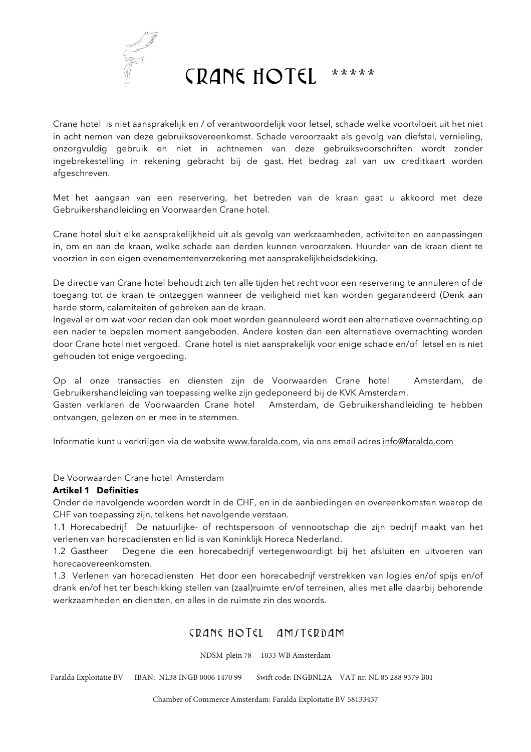Crane hotel is niet aansprakelijk en / of verantwoordelijk voor letsel, schade welke voortvloeit uit het niet in acht nemen van deze gebruiksovereenkomst. Schade veroorzaakt als gevolg van diefstal, vernieling, onzorgvuldig gebruik en niet in achtnemen van deze gebruiksvoorschriften wordt zonder ingebrekestelling in rekening gebracht bij de gast. Het bedrag zal van uw creditkaart worden afgeschreven.

Met het aangaan van een reservering, het betreden van de kraan gaat u akkoord met deze Gebruikershandleiding en Voorwaarden Crane hotel.

Crane hotel sluit elke aansprakelijkheid uit als gevolg van werkzaamheden, activiteiten en aanpassingen in, om en aan de kraan, welke schade aan derden kunnen veroorzaken. Huurder van de kraan dient te voorzien in een eigen evenementenverzekering met aansprakelijkheidsdekking.

De directie van Crane hotel behoudt zich ten alle tijden het recht voor een reservering te annuleren of de toegang tot de kraan te ontzeggen wanneer de veiligheid niet kan worden gegarandeerd (Denk aan harde storm, calamiteiten of gebreken aan de kraan.
Ingeval er om wat voor reden dan ook moet worden geannuleerd wordt een alternatieve overnachting op een nader te bepalen moment aangeboden. Andere kosten dan een alternatieve overnachting worden door Crane hotel niet vergoed. Crane hotel is niet aansprakelijk voor enige schade en/of letsel en is niet gehouden tot enige vergoeding.

Op al onze transacties en diensten zijn de Voorwaarden Crane hotel Amsterdam, de Gebruikershandleiding van toepassing welke zijn gedeponeerd bij de KVK Amsterdam.
Gasten verklaren de Voorwaarden Crane hotel Amsterdam, de Gebruikershandleiding te hebben ontvangen, gelezen en er mee in te stemmen.

Informatie kunt u verkrijgen via de website www.faralda.com, via ons email adres info@faralda.com

De Voorwaarden Crane hotel Amsterdam

**Artikel 1 Definities**

Onder de navolgende woorden wordt in de CHF, en in de aanbiedingen en overeenkomsten waarop de CHF van toepassing zijn, telkens het navolgende verstaan.

1.1 Horecabedrijf De natuurlijke- of rechtspersoon of vennootschap die zijn bedrijf maakt van het verlenen van horecadiensten en lid is van Koninklijk Horeca Nederland.

1.2 Gastheer Degene die een horecabedrijf vertegenwoordigt bij het afsluiten en uitvoeren van horecaovereenkomsten.

1.3 Verlenen van horecadiensten Het door een horecabedrijf verstrekken van logies en/of spijs en/of drank en/of het ter beschikking stellen van (zaal)ruimte en/of terreinen, alles met alle daarbij behorende werkzaamheden en diensten, en alles in de ruimste zin des woords.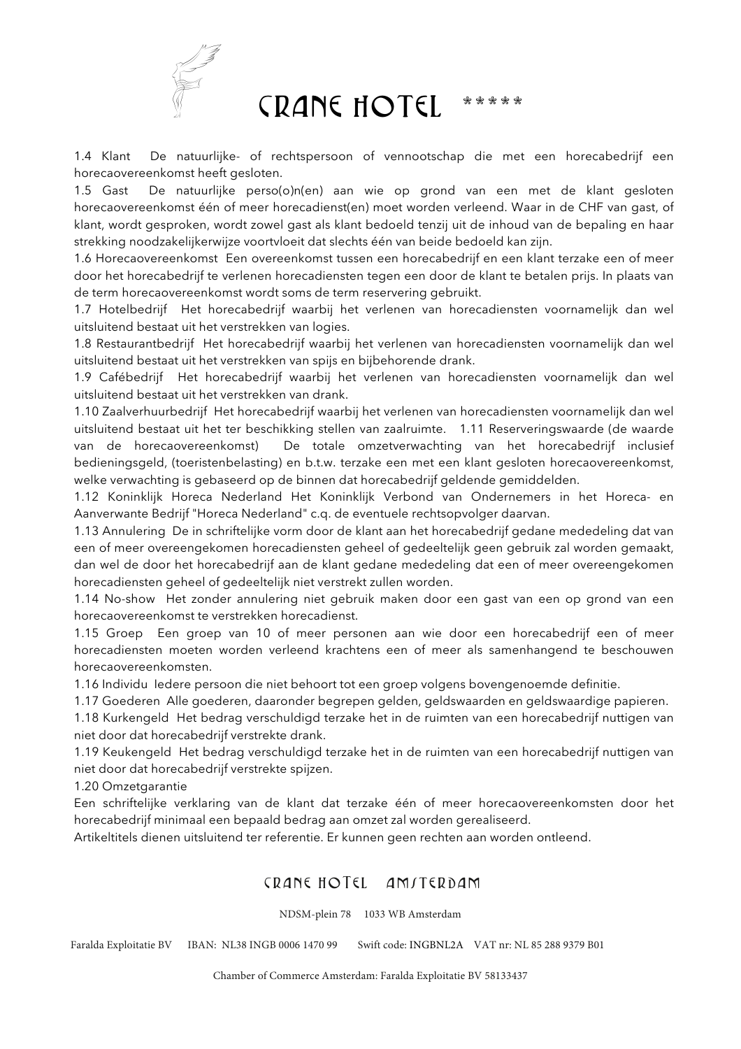1.4 Klant  De natuurlijke- of rechtspersoon of vennootschap die met een horecabedrijf een horecaovereenkomst heeft gesloten.

1.5 Gast  De natuurlijke perso(o)n(en) aan wie op grond van een met de klant gesloten horecaovereenkomst één of meer horecadienst(en) moet worden verleend. Waar in de CHF van gast, of klant, wordt gesproken, wordt zowel gast als klant bedoeld tenzij uit de inhoud van de bepaling en haar strekking noodzakelijkerwijze voortvloeit dat slechts één van beide bedoeld kan zijn.

1.6 Horecaovereenkomst  Een overeenkomst tussen een horecabedrijf en een klant terzake een of meer door het horecabedrijf te verlenen horecadiensten tegen een door de klant te betalen prijs. In plaats van de term horecaovereenkomst wordt soms de term reservering gebruikt.

1.7 Hotelbedrijf  Het horecabedrijf waarbij het verlenen van horecadiensten voornamelijk dan wel uitsluitend bestaat uit het verstrekken van logies.

1.8 Restaurantbedrijf  Het horecabedrijf waarbij het verlenen van horecadiensten voornamelijk dan wel uitsluitend bestaat uit het verstrekken van spijs en bijbehorende drank.

1.9 Cafébedrijf  Het horecabedrijf waarbij het verlenen van horecadiensten voornamelijk dan wel uitsluitend bestaat uit het verstrekken van drank.

1.10 Zaalverhuurbedrijf  Het horecabedrijf waarbij het verlenen van horecadiensten voornamelijk dan wel uitsluitend bestaat uit het ter beschikking stellen van zaalruimte.  1.11 Reserveringswaarde (de waarde van de horecaovereenkomst)  De totale omzetverwachting van het horecabedrijf inclusief bedieningsgeld, (toeristenbelasting) en b.t.w. terzake een met een klant gesloten horecaovereenkomst, welke verwachting is gebaseerd op de binnen dat horecabedrijf geldende gemiddelden.

1.12 Koninklijk Horeca Nederland Het Koninklijk Verbond van Ondernemers in het Horeca- en Aanverwante Bedrijf "Horeca Nederland" c.q. de eventuele rechtsopvolger daarvan.

1.13 Annulering  De in schriftelijke vorm door de klant aan het horecabedrijf gedane mededeling dat van een of meer overeengekomen horecadiensten geheel of gedeeltelijk geen gebruik zal worden gemaakt, dan wel de door het horecabedrijf aan de klant gedane mededeling dat een of meer overeengekomen horecadiensten geheel of gedeeltelijk niet verstrekt zullen worden.

1.14 No-show  Het zonder annulering niet gebruik maken door een gast van een op grond van een horecaovereenkomst te verstrekken horecadienst.

1.15 Groep  Een groep van 10 of meer personen aan wie door een horecabedrijf een of meer horecadiensten moeten worden verleend krachtens een of meer als samenhangend te beschouwen horecaovereenkomsten.

1.16 Individu  Iedere persoon die niet behoort tot een groep volgens bovengenoemde definitie.

1.17 Goederen  Alle goederen, daaronder begrepen gelden, geldswaarden en geldswaardige papieren.

1.18 Kurkengeld  Het bedrag verschuldigd terzake het in de ruimten van een horecabedrijf nuttigen van niet door dat horecabedrijf verstrekte drank.

1.19 Keukengeld  Het bedrag verschuldigd terzake het in de ruimten van een horecabedrijf nuttigen van niet door dat horecabedrijf verstrekte spijzen.

1.20 Omzetgarantie

Een schriftelijke verklaring van de klant dat terzake één of meer horecaovereenkomsten door het horecabedrijf minimaal een bepaald bedrag aan omzet zal worden gerealiseerd.

Artikeltitels dienen uitsluitend ter referentie. Er kunnen geen rechten aan worden ontleend.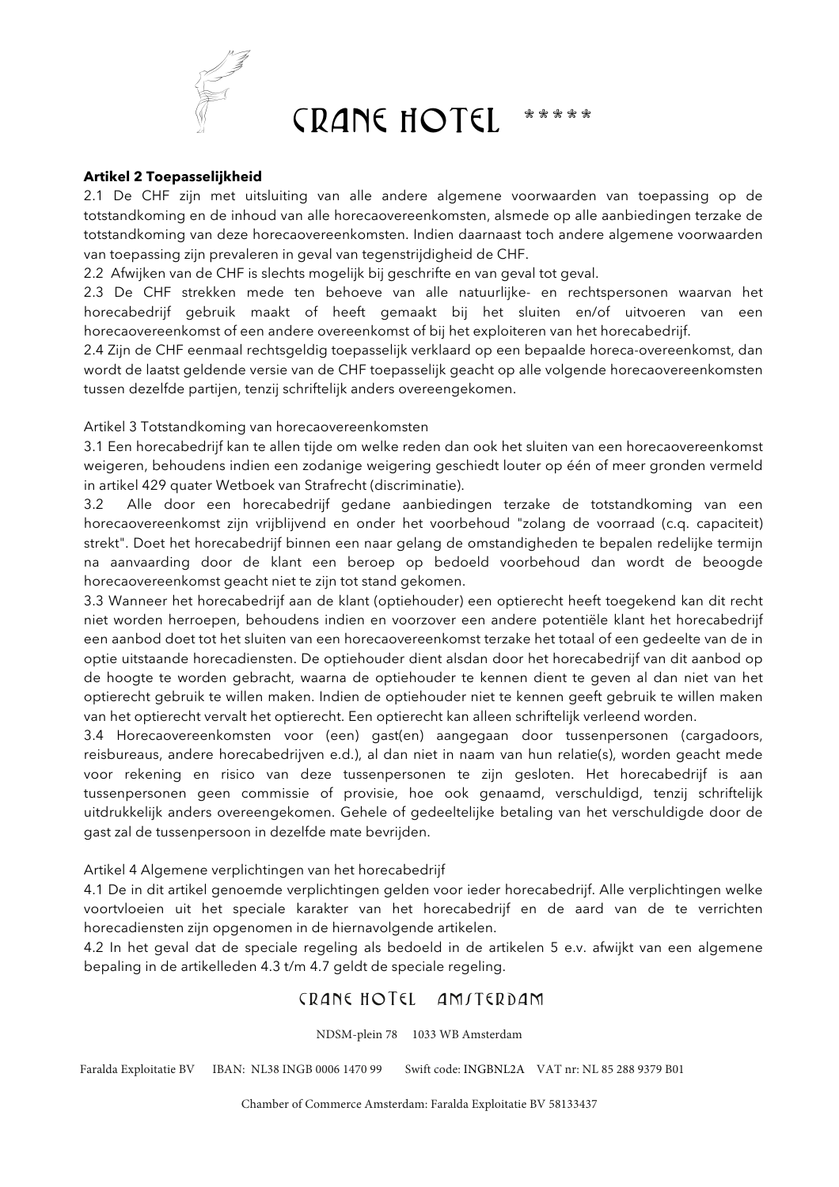**Artikel 2 Toepasselijkheid**

2.1 De CHF zijn met uitsluiting van alle andere algemene voorwaarden van toepassing op de totstandkoming en de inhoud van alle horecaovereenkomsten, alsmede op alle aanbiedingen terzake de totstandkoming van deze horecaovereenkomsten. Indien daarnaast toch andere algemene voorwaarden van toepassing zijn prevaleren in geval van tegenstrijdigheid de CHF.

2.2 Afwijken van de CHF is slechts mogelijk bij geschrifte en van geval tot geval.

2.3 De CHF strekken mede ten behoeve van alle natuurlijke- en rechtspersonen waarvan het horecabedrijf gebruik maakt of heeft gemaakt bij het sluiten en/of uitvoeren van een horecaovereenkomst of een andere overeenkomst of bij het exploiteren van het horecabedrijf.

2.4 Zijn de CHF eenmaal rechtsgeldig toepasselijk verklaard op een bepaalde horeca-overeenkomst, dan wordt de laatst geldende versie van de CHF toepasselijk geacht op alle volgende horecaovereenkomsten tussen dezelfde partijen, tenzij schriftelijk anders overeengekomen.

Artikel 3 Totstandkoming van horecaovereenkomsten

3.1 Een horecabedrijf kan te allen tijde om welke reden dan ook het sluiten van een horecaovereenkomst weigeren, behoudens indien een zodanige weigering geschiedt louter op één of meer gronden vermeld in artikel 429 quater Wetboek van Strafrecht (discriminatie).

3.2 Alle door een horecabedrijf gedane aanbiedingen terzake de totstandkoming van een horecaovereenkomst zijn vrijblijvend en onder het voorbehoud "zolang de voorraad (c.q. capaciteit) strekt". Doet het horecabedrijf binnen een naar gelang de omstandigheden te bepalen redelijke termijn na aanvaarding door de klant een beroep op bedoeld voorbehoud dan wordt de beoogde horecaovereenkomst geacht niet te zijn tot stand gekomen.

3.3 Wanneer het horecabedrijf aan de klant (optiehouder) een optierecht heeft toegekend kan dit recht niet worden herroepen, behoudens indien en voorzover een andere potentiële klant het horecabedrijf een aanbod doet tot het sluiten van een horecaovereenkomst terzake het totaal of een gedeelte van de in optie uitstaande horecadiensten. De optiehouder dient alsdan door het horecabedrijf van dit aanbod op de hoogte te worden gebracht, waarna de optiehouder te kennen dient te geven al dan niet van het optierecht gebruik te willen maken. Indien de optiehouder niet te kennen geeft gebruik te willen maken van het optierecht vervalt het optierecht. Een optierecht kan alleen schriftelijk verleend worden.

3.4 Horecaovereenkomsten voor (een) gast(en) aangegaan door tussenpersonen (cargadoors, reisbureaus, andere horecabedrijven e.d.), al dan niet in naam van hun relatie(s), worden geacht mede voor rekening en risico van deze tussenpersonen te zijn gesloten. Het horecabedrijf is aan tussenpersonen geen commissie of provisie, hoe ook genaamd, verschuldigd, tenzij schriftelijk uitdrukkelijk anders overeengekomen. Gehele of gedeeltelijke betaling van het verschuldigde door de gast zal de tussenpersoon in dezelfde mate bevrijden.

Artikel 4 Algemene verplichtingen van het horecabedrijf

4.1 De in dit artikel genoemde verplichtingen gelden voor ieder horecabedrijf. Alle verplichtingen welke voortvloeien uit het speciale karakter van het horecabedrijf en de aard van de te verrichten horecadiensten zijn opgenomen in de hiernavolgende artikelen.

4.2 In het geval dat de speciale regeling als bedoeld in de artikelen 5 e.v. afwijkt van een algemene bepaling in de artikelleden 4.3 t/m 4.7 geldt de speciale regeling.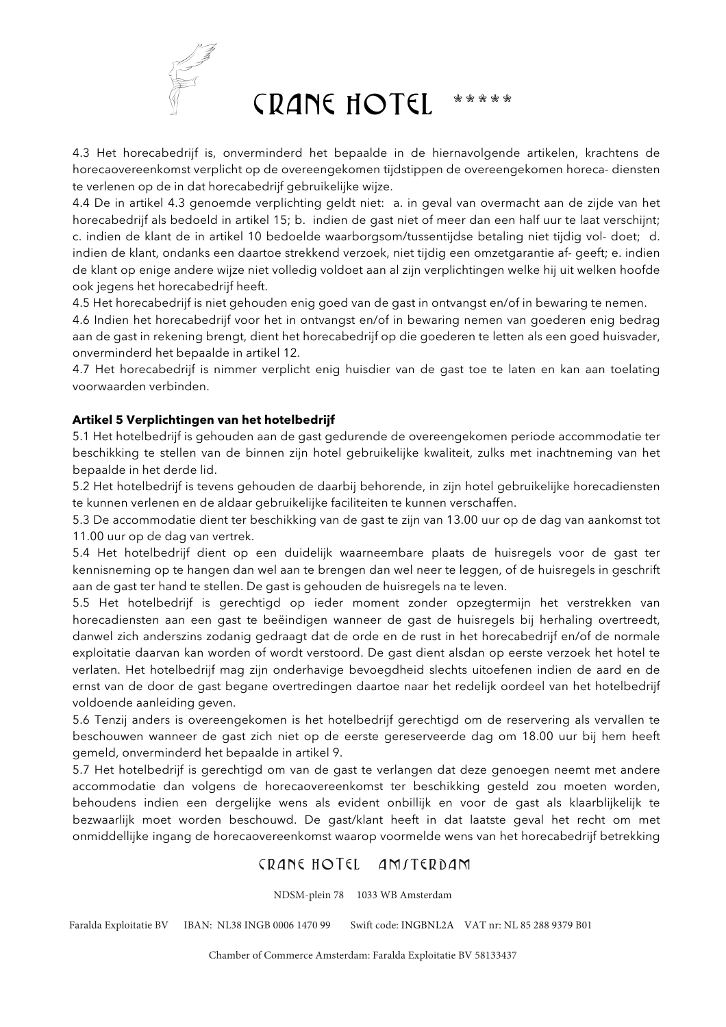4.3 Het horecabedrijf is, onverminderd het bepaalde in de hiernavolgende artikelen, krachtens de horecaovereenkomst verplicht op de overeengekomen tijdstippen de overeengekomen horeca- diensten te verlenen op de in dat horecabedrijf gebruikelijke wijze.

4.4 De in artikel 4.3 genoemde verplichting geldt niet: a. in geval van overmacht aan de zijde van het horecabedrijf als bedoeld in artikel 15; b. indien de gast niet of meer dan een half uur te laat verschijnt; c. indien de klant de in artikel 10 bedoelde waarborgsom/tussentijdse betaling niet tijdig vol- doet; d. indien de klant, ondanks een daartoe strekkend verzoek, niet tijdig een omzetgarantie af- geeft; e. indien de klant op enige andere wijze niet volledig voldoet aan al zijn verplichtingen welke hij uit welken hoofde ook jegens het horecabedrijf heeft.

4.5 Het horecabedrijf is niet gehouden enig goed van de gast in ontvangst en/of in bewaring te nemen.

4.6 Indien het horecabedrijf voor het in ontvangst en/of in bewaring nemen van goederen enig bedrag aan de gast in rekening brengt, dient het horecabedrijf op die goederen te letten als een goed huisvader, onverminderd het bepaalde in artikel 12.

4.7 Het horecabedrijf is nimmer verplicht enig huisdier van de gast toe te laten en kan aan toelating voorwaarden verbinden.

**Artikel 5 Verplichtingen van het hotelbedrijf**

5.1 Het hotelbedrijf is gehouden aan de gast gedurende de overeengekomen periode accommodatie ter beschikking te stellen van de binnen zijn hotel gebruikelijke kwaliteit, zulks met inachtneming van het bepaalde in het derde lid.

5.2 Het hotelbedrijf is tevens gehouden de daarbij behorende, in zijn hotel gebruikelijke horecadiensten te kunnen verlenen en de aldaar gebruikelijke faciliteiten te kunnen verschaffen.

5.3 De accommodatie dient ter beschikking van de gast te zijn van 13.00 uur op de dag van aankomst tot 11.00 uur op de dag van vertrek.

5.4 Het hotelbedrijf dient op een duidelijk waarneembare plaats de huisregels voor de gast ter kennisneming op te hangen dan wel aan te brengen dan wel neer te leggen, of de huisregels in geschrift aan de gast ter hand te stellen. De gast is gehouden de huisregels na te leven.

5.5 Het hotelbedrijf is gerechtigd op ieder moment zonder opzegtermijn het verstrekken van horecadiensten aan een gast te beëindigen wanneer de gast de huisregels bij herhaling overtreedt, danwel zich anderszins zodanig gedraagt dat de orde en de rust in het horecabedrijf en/of de normale exploitatie daarvan kan worden of wordt verstoord. De gast dient alsdan op eerste verzoek het hotel te verlaten. Het hotelbedrijf mag zijn onderhavige bevoegdheid slechts uitoefenen indien de aard en de ernst van de door de gast begane overtredingen daartoe naar het redelijk oordeel van het hotelbedrijf voldoende aanleiding geven.

5.6 Tenzij anders is overeengekomen is het hotelbedrijf gerechtigd om de reservering als vervallen te beschouwen wanneer de gast zich niet op de eerste gereserveerde dag om 18.00 uur bij hem heeft gemeld, onverminderd het bepaalde in artikel 9.

5.7 Het hotelbedrijf is gerechtigd om van de gast te verlangen dat deze genoegen neemt met andere accommodatie dan volgens de horecaovereenkomst ter beschikking gesteld zou moeten worden, behoudens indien een dergelijke wens als evident onbillijk en voor de gast als klaarblijkelijk te bezwaarlijk moet worden beschouwd. De gast/klant heeft in dat laatste geval het recht om met onmiddellijke ingang de horecaovereenkomst waarop voormelde wens van het horecabedrijf betrekking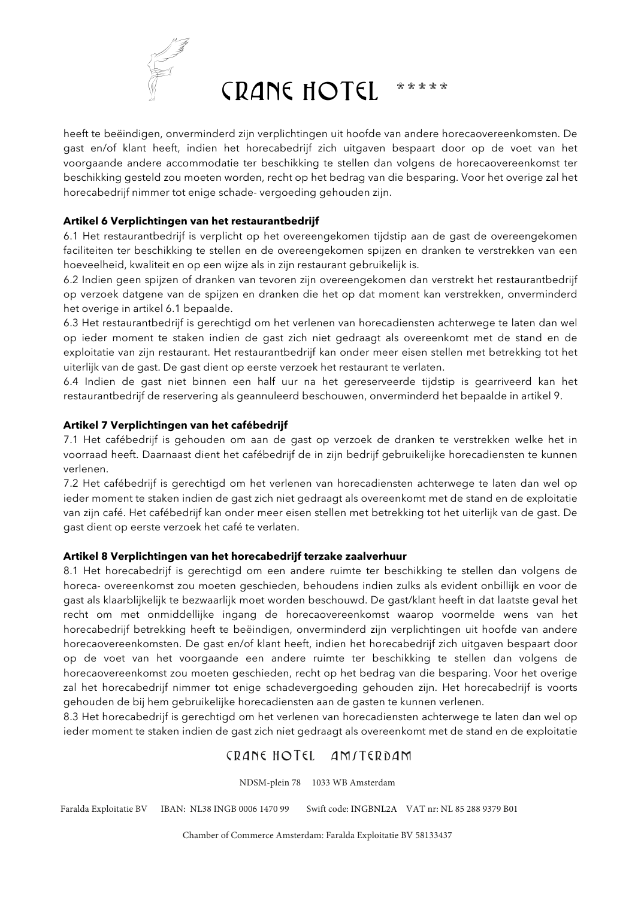heeft te beëindigen, onverminderd zijn verplichtingen uit hoofde van andere horecaovereenkomsten. De gast en/of klant heeft, indien het horecabedrijf zich uitgaven bespaart door op de voet van het voorgaande andere accommodatie ter beschikking te stellen dan volgens de horecaovereenkomst ter beschikking gesteld zou moeten worden, recht op het bedrag van die besparing. Voor het overige zal het horecabedrijf nimmer tot enige schade- vergoeding gehouden zijn.

**Artikel 6 Verplichtingen van het restaurantbedrijf**

6.1 Het restaurantbedrijf is verplicht op het overeengekomen tijdstip aan de gast de overeengekomen faciliteiten ter beschikking te stellen en de overeengekomen spijzen en dranken te verstrekken van een hoeveelheid, kwaliteit en op een wijze als in zijn restaurant gebruikelijk is.

6.2 Indien geen spijzen of dranken van tevoren zijn overeengekomen dan verstrekt het restaurantbedrijf op verzoek datgene van de spijzen en dranken die het op dat moment kan verstrekken, onverminderd het overige in artikel 6.1 bepaalde.

6.3 Het restaurantbedrijf is gerechtigd om het verlenen van horecadiensten achterwege te laten dan wel op ieder moment te staken indien de gast zich niet gedraagt als overeenkomt met de stand en de exploitatie van zijn restaurant. Het restaurantbedrijf kan onder meer eisen stellen met betrekking tot het uiterlijk van de gast. De gast dient op eerste verzoek het restaurant te verlaten.

6.4 Indien de gast niet binnen een half uur na het gereserveerde tijdstip is gearriveerd kan het restaurantbedrijf de reservering als geannuleerd beschouwen, onverminderd het bepaalde in artikel 9.

**Artikel 7 Verplichtingen van het cafébedrijf**

7.1 Het cafébedrijf is gehouden om aan de gast op verzoek de dranken te verstrekken welke het in voorraad heeft. Daarnaast dient het cafébedrijf de in zijn bedrijf gebruikelijke horecadiensten te kunnen verlenen.

7.2 Het cafébedrijf is gerechtigd om het verlenen van horecadiensten achterwege te laten dan wel op ieder moment te staken indien de gast zich niet gedraagt als overeenkomt met de stand en de exploitatie van zijn café. Het cafébedrijf kan onder meer eisen stellen met betrekking tot het uiterlijk van de gast. De gast dient op eerste verzoek het café te verlaten.

**Artikel 8 Verplichtingen van het horecabedrijf terzake zaalverhuur**

8.1 Het horecabedrijf is gerechtigd om een andere ruimte ter beschikking te stellen dan volgens de horeca- overeenkomst zou moeten geschieden, behoudens indien zulks als evident onbillijk en voor de gast als klaarblijkelijk te bezwaarlijk moet worden beschouwd. De gast/klant heeft in dat laatste geval het recht om met onmiddellijke ingang de horecaovereenkomst waarop voormelde wens van het horecabedrijf betrekking heeft te beëindigen, onverminderd zijn verplichtingen uit hoofde van andere horecaovereenkomsten. De gast en/of klant heeft, indien het horecabedrijf zich uitgaven bespaart door op de voet van het voorgaande een andere ruimte ter beschikking te stellen dan volgens de horecaovereenkomst zou moeten geschieden, recht op het bedrag van die besparing. Voor het overige zal het horecabedrijf nimmer tot enige schadevergoeding gehouden zijn. Het horecabedrijf is voorts gehouden de bij hem gebruikelijke horecadiensten aan de gasten te kunnen verlenen.

8.3 Het horecabedrijf is gerechtigd om het verlenen van horecadiensten achterwege te laten dan wel op ieder moment te staken indien de gast zich niet gedraagt als overeenkomt met de stand en de exploitatie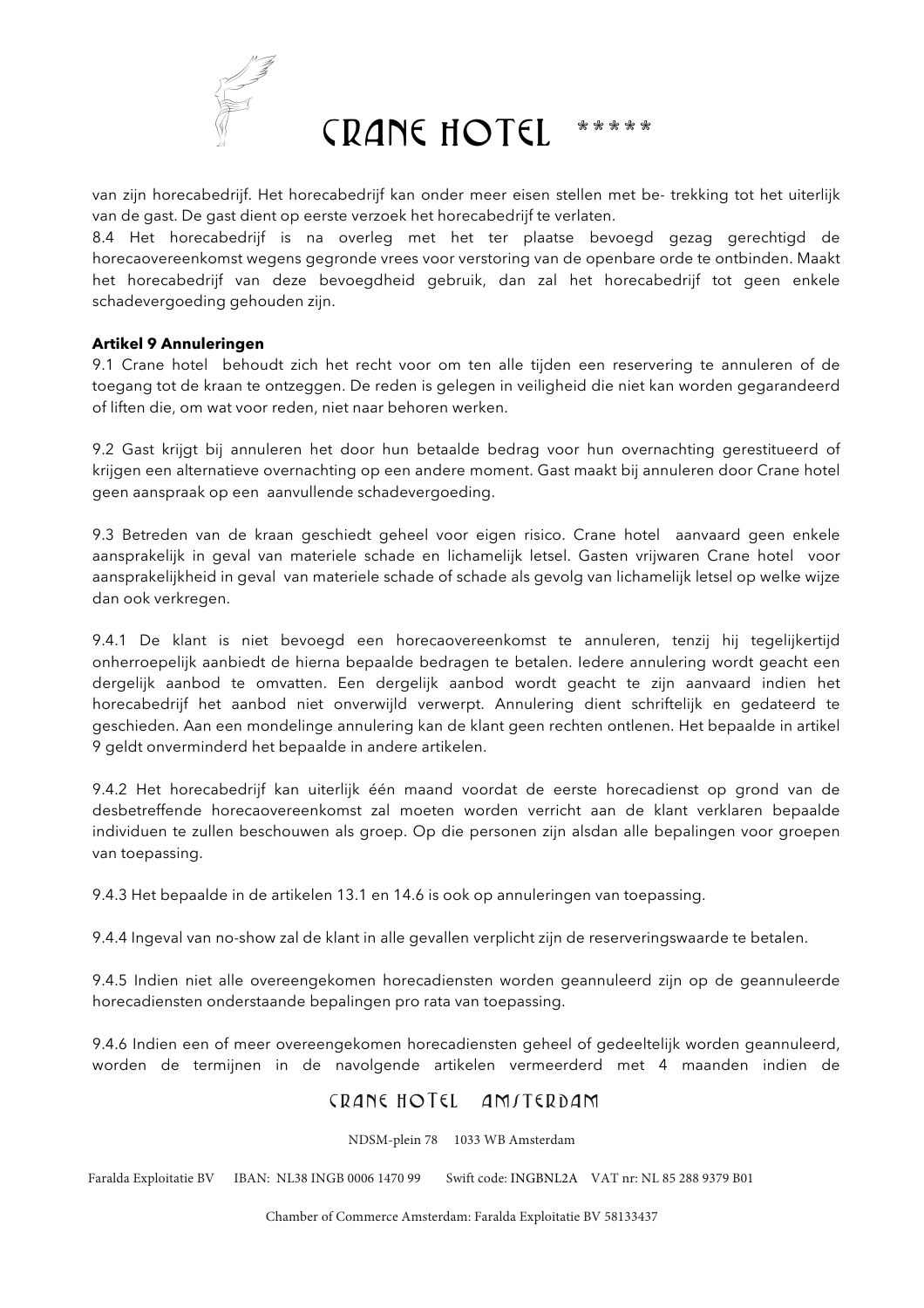van zijn horecabedrijf. Het horecabedrijf kan onder meer eisen stellen met be- trekking tot het uiterlijk van de gast. De gast dient op eerste verzoek het horecabedrijf te verlaten.
8.4 Het horecabedrijf is na overleg met het ter plaatse bevoegd gezag gerechtigd de horecaovereenkomst wegens gegronde vrees voor verstoring van de openbare orde te ontbinden. Maakt het horecabedrijf van deze bevoegdheid gebruik, dan zal het horecabedrijf tot geen enkele schadevergoeding gehouden zijn.

**Artikel 9 Annuleringen**
9.1 Crane hotel behoudt zich het recht voor om ten alle tijden een reservering te annuleren of de toegang tot de kraan te ontzeggen. De reden is gelegen in veiligheid die niet kan worden gegarandeerd of liften die, om wat voor reden, niet naar behoren werken.

9.2 Gast krijgt bij annuleren het door hun betaalde bedrag voor hun overnachting gerestitueerd of krijgen een alternatieve overnachting op een andere moment. Gast maakt bij annuleren door Crane hotel geen aanspraak op een aanvullende schadevergoeding.

9.3 Betreden van de kraan geschiedt geheel voor eigen risico. Crane hotel aanvaard geen enkele aansprakelijk in geval van materiele schade en lichamelijk letsel. Gasten vrijwaren Crane hotel voor aansprakelijkheid in geval van materiele schade of schade als gevolg van lichamelijk letsel op welke wijze dan ook verkregen.

9.4.1 De klant is niet bevoegd een horecaovereenkomst te annuleren, tenzij hij tegelijkertijd onherroepelijk aanbiedt de hierna bepaalde bedragen te betalen. Iedere annulering wordt geacht een dergelijk aanbod te omvatten. Een dergelijk aanbod wordt geacht te zijn aanvaard indien het horecabedrijf het aanbod niet onverwijld verwerpt. Annulering dient schriftelijk en gedateerd te geschieden. Aan een mondelinge annulering kan de klant geen rechten ontlenen. Het bepaalde in artikel 9 geldt onverminderd het bepaalde in andere artikelen.

9.4.2 Het horecabedrijf kan uiterlijk één maand voordat de eerste horecadienst op grond van de desbetreffende horecaovereenkomst zal moeten worden verricht aan de klant verklaren bepaalde individuen te zullen beschouwen als groep. Op die personen zijn alsdan alle bepalingen voor groepen van toepassing.

9.4.3 Het bepaalde in de artikelen 13.1 en 14.6 is ook op annuleringen van toepassing.

9.4.4 Ingeval van no-show zal de klant in alle gevallen verplicht zijn de reserveringswaarde te betalen.

9.4.5 Indien niet alle overeengekomen horecadiensten worden geannuleerd zijn op de geannuleerde horecadiensten onderstaande bepalingen pro rata van toepassing.

9.4.6 Indien een of meer overeengekomen horecadiensten geheel of gedeeltelijk worden geannuleerd, worden de termijnen in de navolgende artikelen vermeerderd met 4 maanden indien de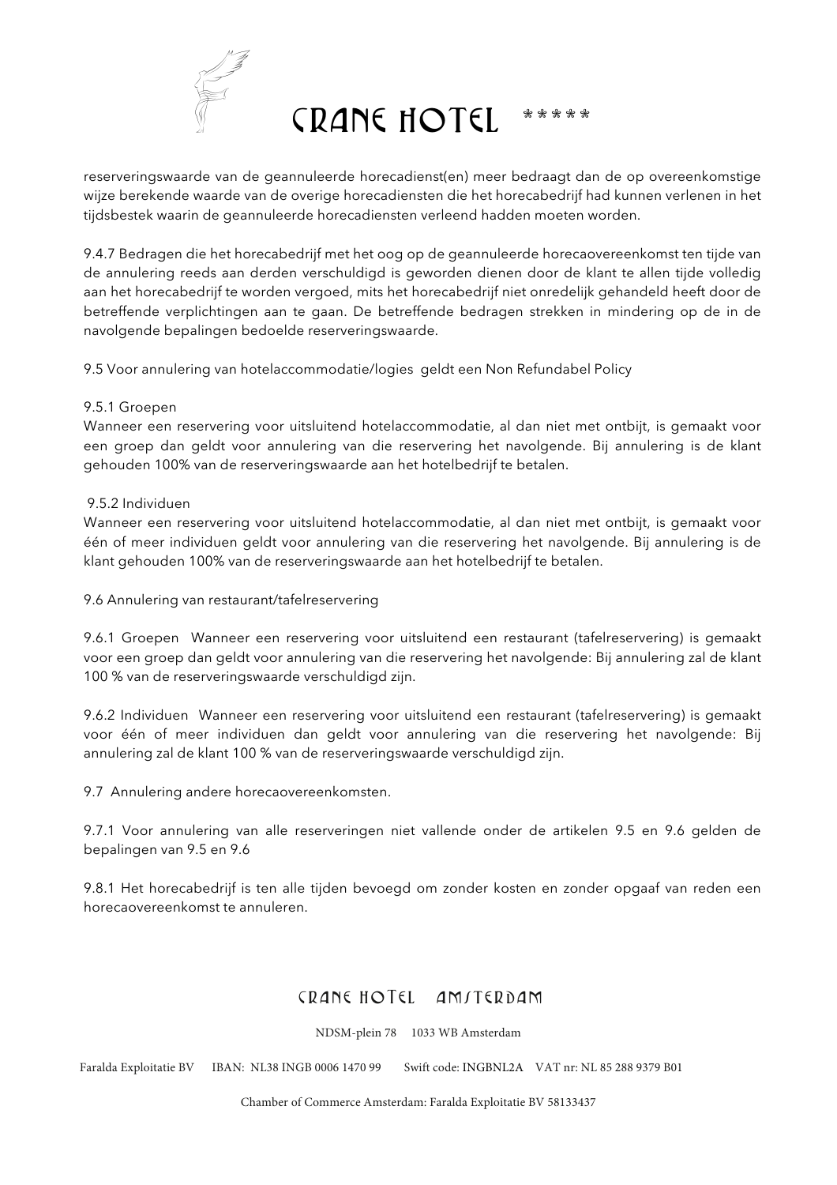reserveringswaarde van de geannuleerde horecadienst(en) meer bedraagt dan de op overeenkomstige wijze berekende waarde van de overige horecadiensten die het horecabedrijf had kunnen verlenen in het tijdsbestek waarin de geannuleerde horecadiensten verleend hadden moeten worden.

9.4.7 Bedragen die het horecabedrijf met het oog op de geannuleerde horecaovereenkomst ten tijde van de annulering reeds aan derden verschuldigd is geworden dienen door de klant te allen tijde volledig aan het horecabedrijf te worden vergoed, mits het horecabedrijf niet onredelijk gehandeld heeft door de betreffende verplichtingen aan te gaan. De betreffende bedragen strekken in mindering op de in de navolgende bepalingen bedoelde reserveringswaarde.

9.5 Voor annulering van hotelaccommodatie/logies geldt een Non Refundabel Policy

9.5.1 Groepen
Wanneer een reservering voor uitsluitend hotelaccommodatie, al dan niet met ontbijt, is gemaakt voor een groep dan geldt voor annulering van die reservering het navolgende. Bij annulering is de klant gehouden 100% van de reserveringswaarde aan het hotelbedrijf te betalen.

9.5.2 Individuen
Wanneer een reservering voor uitsluitend hotelaccommodatie, al dan niet met ontbijt, is gemaakt voor één of meer individuen geldt voor annulering van die reservering het navolgende. Bij annulering is de klant gehouden 100% van de reserveringswaarde aan het hotelbedrijf te betalen.

9.6 Annulering van restaurant/tafelreservering

9.6.1 Groepen Wanneer een reservering voor uitsluitend een restaurant (tafelreservering) is gemaakt voor een groep dan geldt voor annulering van die reservering het navolgende: Bij annulering zal de klant 100 % van de reserveringswaarde verschuldigd zijn.

9.6.2 Individuen Wanneer een reservering voor uitsluitend een restaurant (tafelreservering) is gemaakt voor één of meer individuen dan geldt voor annulering van die reservering het navolgende: Bij annulering zal de klant 100 % van de reserveringswaarde verschuldigd zijn.

9.7 Annulering andere horecaovereenkomsten.

9.7.1 Voor annulering van alle reserveringen niet vallende onder de artikelen 9.5 en 9.6 gelden de bepalingen van 9.5 en 9.6

9.8.1 Het horecabedrijf is ten alle tijden bevoegd om zonder kosten en zonder opgaaf van reden een horecaovereenkomst te annuleren.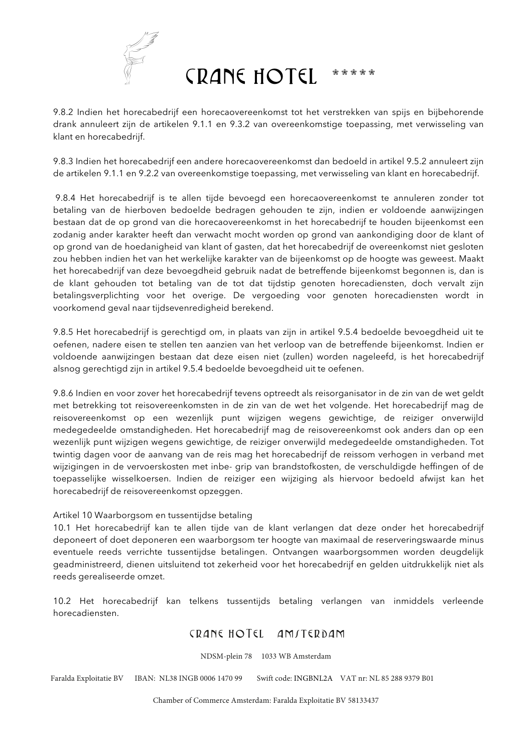9.8.2 Indien het horecabedrijf een horecaovereenkomst tot het verstrekken van spijs en bijbehorende drank annuleert zijn de artikelen 9.1.1 en 9.3.2 van overeenkomstige toepassing, met verwisseling van klant en horecabedrijf.

9.8.3 Indien het horecabedrijf een andere horecaovereenkomst dan bedoeld in artikel 9.5.2 annuleert zijn de artikelen 9.1.1 en 9.2.2 van overeenkomstige toepassing, met verwisseling van klant en horecabedrijf.

9.8.4 Het horecabedrijf is te allen tijde bevoegd een horecaovereenkomst te annuleren zonder tot betaling van de hierboven bedoelde bedragen gehouden te zijn, indien er voldoende aanwijzingen bestaan dat de op grond van die horecaovereenkomst in het horecabedrijf te houden bijeenkomst een zodanig ander karakter heeft dan verwacht mocht worden op grond van aankondiging door de klant of op grond van de hoedanigheid van klant of gasten, dat het horecabedrijf de overeenkomst niet gesloten zou hebben indien het van het werkelijke karakter van de bijeenkomst op de hoogte was geweest. Maakt het horecabedrijf van deze bevoegdheid gebruik nadat de betreffende bijeenkomst begonnen is, dan is de klant gehouden tot betaling van de tot dat tijdstip genoten horecadiensten, doch vervalt zijn betalingsverplichting voor het overige. De vergoeding voor genoten horecadiensten wordt in voorkomend geval naar tijdsevenredigheid berekend.

9.8.5 Het horecabedrijf is gerechtigd om, in plaats van zijn in artikel 9.5.4 bedoelde bevoegdheid uit te oefenen, nadere eisen te stellen ten aanzien van het verloop van de betreffende bijeenkomst. Indien er voldoende aanwijzingen bestaan dat deze eisen niet (zullen) worden nageleefd, is het horecabedrijf alsnog gerechtigd zijn in artikel 9.5.4 bedoelde bevoegdheid uit te oefenen.

9.8.6 Indien en voor zover het horecabedrijf tevens optreedt als reisorganisator in de zin van de wet geldt met betrekking tot reisovereenkomsten in de zin van de wet het volgende. Het horecabedrijf mag de reisovereenkomst op een wezenlijk punt wijzigen wegens gewichtige, de reiziger onverwijld medegedeelde omstandigheden. Het horecabedrijf mag de reisovereenkomst ook anders dan op een wezenlijk punt wijzigen wegens gewichtige, de reiziger onverwijld medegedeelde omstandigheden. Tot twintig dagen voor de aanvang van de reis mag het horecabedrijf de reissom verhogen in verband met wijzigingen in de vervoerskosten met inbe- grip van brandstofkosten, de verschuldigde heffingen of de toepasselijke wisselkoersen. Indien de reiziger een wijziging als hiervoor bedoeld afwijst kan het horecabedrijf de reisovereenkomst opzeggen.

Artikel 10 Waarborgsom en tussentijdse betaling

10.1 Het horecabedrijf kan te allen tijde van de klant verlangen dat deze onder het horecabedrijf deponeert of doet deponeren een waarborgsom ter hoogte van maximaal de reserveringswaarde minus eventuele reeds verrichte tussentijdse betalingen. Ontvangen waarborgsommen worden deugdelijk geadministreerd, dienen uitsluitend tot zekerheid voor het horecabedrijf en gelden uitdrukkelijk niet als reeds gerealiseerde omzet.

10.2 Het horecabedrijf kan telkens tussentijds betaling verlangen van inmiddels verleende horecadiensten.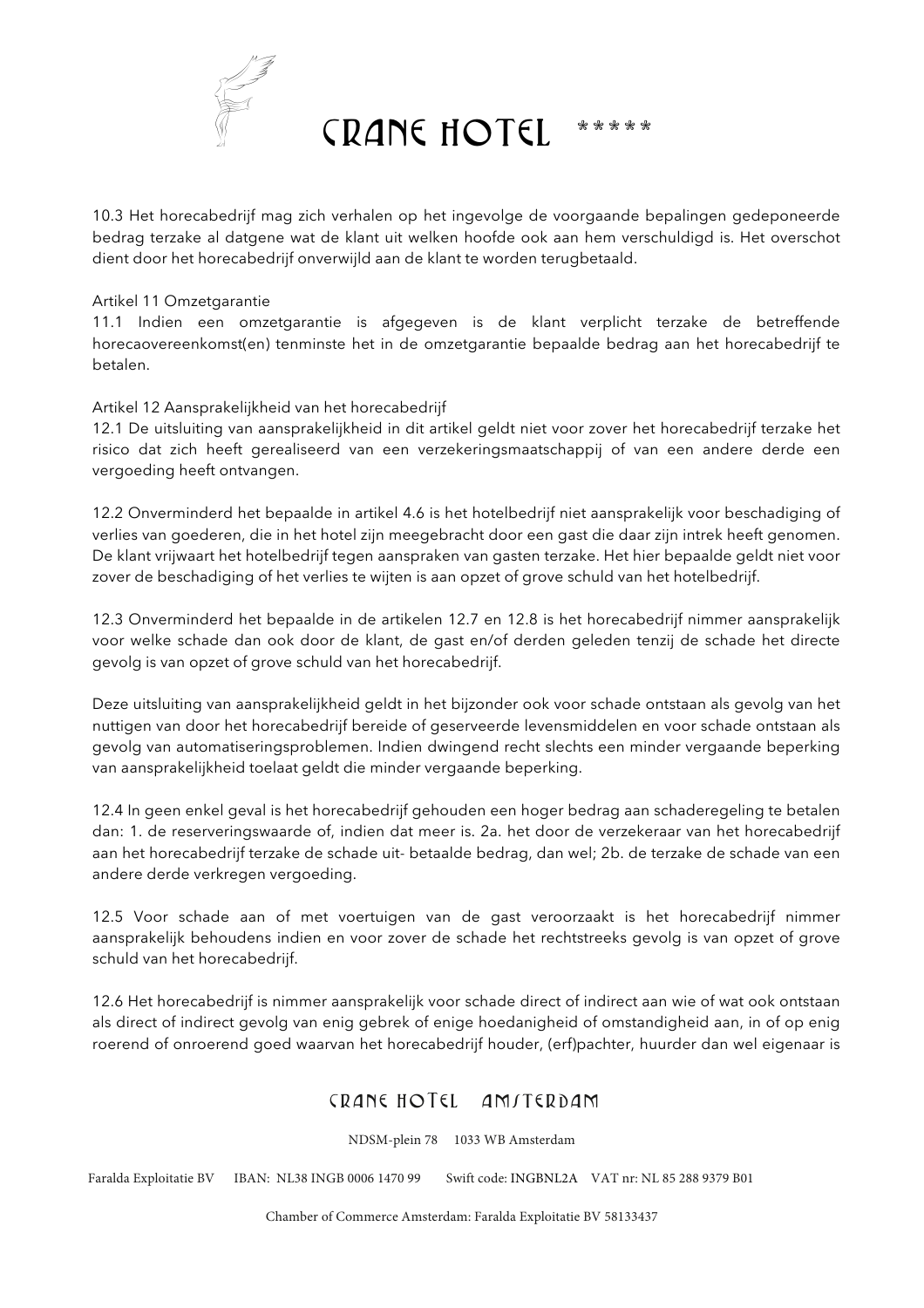10.3 Het horecabedrijf mag zich verhalen op het ingevolge de voorgaande bepalingen gedeponeerde bedrag terzake al datgene wat de klant uit welken hoofde ook aan hem verschuldigd is. Het overschot dient door het horecabedrijf onverwijld aan de klant te worden terugbetaald.

Artikel 11 Omzetgarantie

11.1 Indien een omzetgarantie is afgegeven is de klant verplicht terzake de betreffende horecaovereenkomst(en) tenminste het in de omzetgarantie bepaalde bedrag aan het horecabedrijf te betalen.

Artikel 12 Aansprakelijkheid van het horecabedrijf

12.1 De uitsluiting van aansprakelijkheid in dit artikel geldt niet voor zover het horecabedrijf terzake het risico dat zich heeft gerealiseerd van een verzekeringsmaatschappij of van een andere derde een vergoeding heeft ontvangen.

12.2 Onverminderd het bepaalde in artikel 4.6 is het hotelbedrijf niet aansprakelijk voor beschadiging of verlies van goederen, die in het hotel zijn meegebracht door een gast die daar zijn intrek heeft genomen. De klant vrijwaart het hotelbedrijf tegen aanspraken van gasten terzake. Het hier bepaalde geldt niet voor zover de beschadiging of het verlies te wijten is aan opzet of grove schuld van het hotelbedrijf.

12.3 Onverminderd het bepaalde in de artikelen 12.7 en 12.8 is het horecabedrijf nimmer aansprakelijk voor welke schade dan ook door de klant, de gast en/of derden geleden tenzij de schade het directe gevolg is van opzet of grove schuld van het horecabedrijf.

Deze uitsluiting van aansprakelijkheid geldt in het bijzonder ook voor schade ontstaan als gevolg van het nuttigen van door het horecabedrijf bereide of geserveerde levensmiddelen en voor schade ontstaan als gevolg van automatiseringsproblemen. Indien dwingend recht slechts een minder vergaande beperking van aansprakelijkheid toelaat geldt die minder vergaande beperking.

12.4 In geen enkel geval is het horecabedrijf gehouden een hoger bedrag aan schaderegeling te betalen dan: 1. de reserveringswaarde of, indien dat meer is. 2a. het door de verzekeraar van het horecabedrijf aan het horecabedrijf terzake de schade uit- betaalde bedrag, dan wel; 2b. de terzake de schade van een andere derde verkregen vergoeding.

12.5 Voor schade aan of met voertuigen van de gast veroorzaakt is het horecabedrijf nimmer aansprakelijk behoudens indien en voor zover de schade het rechtstreeks gevolg is van opzet of grove schuld van het horecabedrijf.

12.6 Het horecabedrijf is nimmer aansprakelijk voor schade direct of indirect aan wie of wat ook ontstaan als direct of indirect gevolg van enig gebrek of enige hoedanigheid of omstandigheid aan, in of op enig roerend of onroerend goed waarvan het horecabedrijf houder, (erf)pachter, huurder dan wel eigenaar is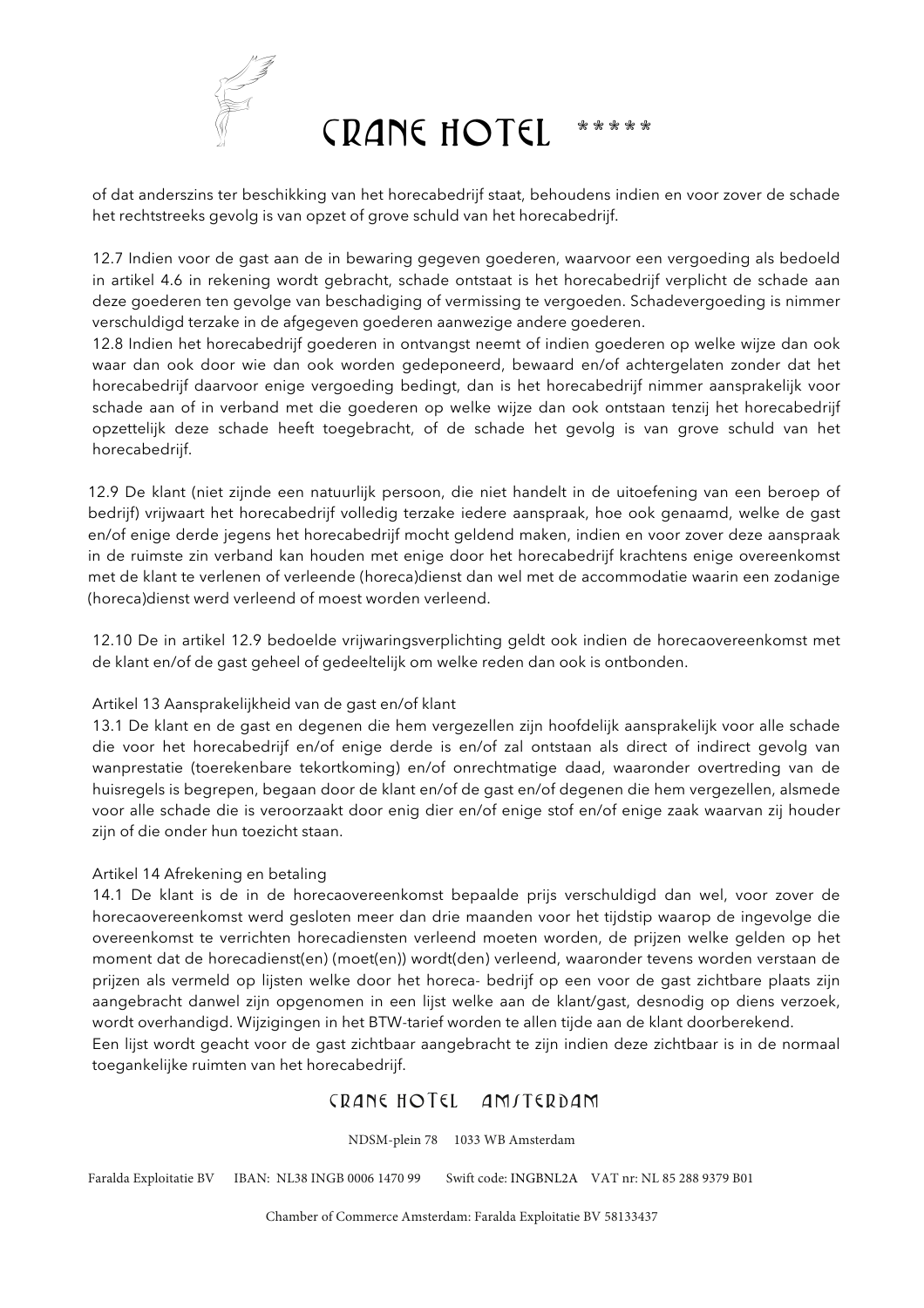of dat anderszins ter beschikking van het horecabedrijf staat, behoudens indien en voor zover de schade het rechtstreeks gevolg is van opzet of grove schuld van het horecabedrijf.

12.7 Indien voor de gast aan de in bewaring gegeven goederen, waarvoor een vergoeding als bedoeld in artikel 4.6 in rekening wordt gebracht, schade ontstaat is het horecabedrijf verplicht de schade aan deze goederen ten gevolge van beschadiging of vermissing te vergoeden. Schadevergoeding is nimmer verschuldigd terzake in de afgegeven goederen aanwezige andere goederen.

12.8 Indien het horecabedrijf goederen in ontvangst neemt of indien goederen op welke wijze dan ook waar dan ook door wie dan ook worden gedeponeerd, bewaard en/of achtergelaten zonder dat het horecabedrijf daarvoor enige vergoeding bedingt, dan is het horecabedrijf nimmer aansprakelijk voor schade aan of in verband met die goederen op welke wijze dan ook ontstaan tenzij het horecabedrijf opzettelijk deze schade heeft toegebracht, of de schade het gevolg is van grove schuld van het horecabedrijf.

12.9 De klant (niet zijnde een natuurlijk persoon, die niet handelt in de uitoefening van een beroep of bedrijf) vrijwaart het horecabedrijf volledig terzake iedere aanspraak, hoe ook genaamd, welke de gast en/of enige derde jegens het horecabedrijf mocht geldend maken, indien en voor zover deze aanspraak in de ruimste zin verband kan houden met enige door het horecabedrijf krachtens enige overeenkomst met de klant te verlenen of verleende (horeca)dienst dan wel met de accommodatie waarin een zodanige (horeca)dienst werd verleend of moest worden verleend.

12.10 De in artikel 12.9 bedoelde vrijwaringsverplichting geldt ook indien de horecaovereenkomst met de klant en/of de gast geheel of gedeeltelijk om welke reden dan ook is ontbonden.

## Artikel 13 Aansprakelijkheid van de gast en/of klant

13.1 De klant en de gast en degenen die hem vergezellen zijn hoofdelijk aansprakelijk voor alle schade die voor het horecabedrijf en/of enige derde is en/of zal ontstaan als direct of indirect gevolg van wanprestatie (toerekenbare tekortkoming) en/of onrechtmatige daad, waaronder overtreding van de huisregels is begrepen, begaan door de klant en/of de gast en/of degenen die hem vergezellen, alsmede voor alle schade die is veroorzaakt door enig dier en/of enige stof en/of enige zaak waarvan zij houder zijn of die onder hun toezicht staan.

## Artikel 14 Afrekening en betaling

14.1 De klant is de in de horecaovereenkomst bepaalde prijs verschuldigd dan wel, voor zover de horecaovereenkomst werd gesloten meer dan drie maanden voor het tijdstip waarop de ingevolge die overeenkomst te verrichten horecadiensten verleend moeten worden, de prijzen welke gelden op het moment dat de horecadienst(en) (moet(en)) wordt(den) verleend, waaronder tevens worden verstaan de prijzen als vermeld op lijsten welke door het horeca- bedrijf op een voor de gast zichtbare plaats zijn aangebracht danwel zijn opgenomen in een lijst welke aan de klant/gast, desnodig op diens verzoek, wordt overhandigd. Wijzigingen in het BTW-tarief worden te allen tijde aan de klant doorberekend.
Een lijst wordt geacht voor de gast zichtbaar aangebracht te zijn indien deze zichtbaar is in de normaal toegankelijke ruimten van het horecabedrijf.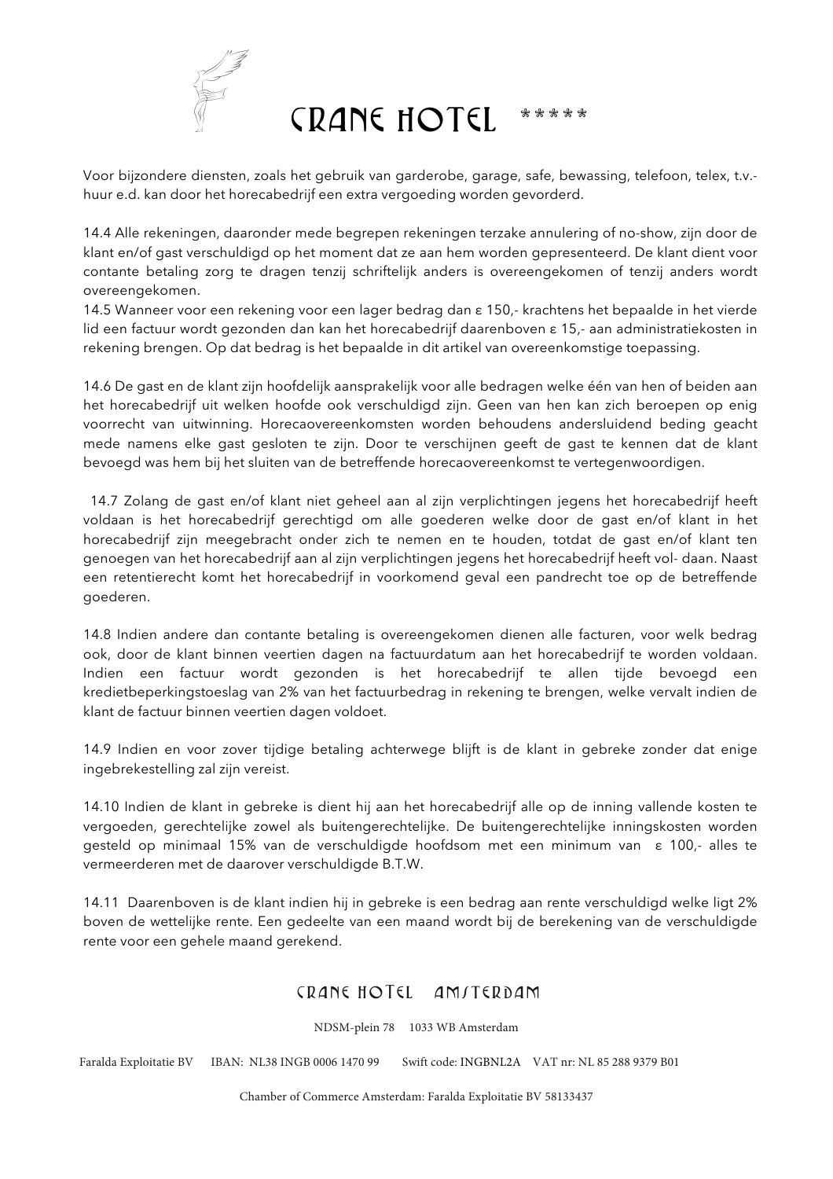Voor bijzondere diensten, zoals het gebruik van garderobe, garage, safe, bewassing, telefoon, telex, t.v.-huur e.d. kan door het horecabedrijf een extra vergoeding worden gevorderd.

14.4 Alle rekeningen, daaronder mede begrepen rekeningen terzake annulering of no-show, zijn door de klant en/of gast verschuldigd op het moment dat ze aan hem worden gepresenteerd. De klant dient voor contante betaling zorg te dragen tenzij schriftelijk anders is overeengekomen of tenzij anders wordt overeengekomen.
14.5 Wanneer voor een rekening voor een lager bedrag dan ε 150,- krachtens het bepaalde in het vierde lid een factuur wordt gezonden dan kan het horecabedrijf daarenboven ε 15,- aan administratiekosten in rekening brengen. Op dat bedrag is het bepaalde in dit artikel van overeenkomstige toepassing.

14.6 De gast en de klant zijn hoofdelijk aansprakelijk voor alle bedragen welke één van hen of beiden aan het horecabedrijf uit welken hoofde ook verschuldigd zijn. Geen van hen kan zich beroepen op enig voorrecht van uitwinning. Horecaovereenkomsten worden behoudens andersluidend beding geacht mede namens elke gast gesloten te zijn. Door te verschijnen geeft de gast te kennen dat de klant bevoegd was hem bij het sluiten van de betreffende horecaovereenkomst te vertegenwoordigen.

14.7 Zolang de gast en/of klant niet geheel aan al zijn verplichtingen jegens het horecabedrijf heeft voldaan is het horecabedrijf gerechtigd om alle goederen welke door de gast en/of klant in het horecabedrijf zijn meegebracht onder zich te nemen en te houden, totdat de gast en/of klant ten genoegen van het horecabedrijf aan al zijn verplichtingen jegens het horecabedrijf heeft vol- daan. Naast een retentierecht komt het horecabedrijf in voorkomend geval een pandrecht toe op de betreffende goederen.

14.8 Indien andere dan contante betaling is overeengekomen dienen alle facturen, voor welk bedrag ook, door de klant binnen veertien dagen na factuurdatum aan het horecabedrijf te worden voldaan. Indien een factuur wordt gezonden is het horecabedrijf te allen tijde bevoegd een kredietbeperkingstoeslag van 2% van het factuurbedrag in rekening te brengen, welke vervalt indien de klant de factuur binnen veertien dagen voldoet.

14.9 Indien en voor zover tijdige betaling achterwege blijft is de klant in gebreke zonder dat enige ingebrekestelling zal zijn vereist.

14.10 Indien de klant in gebreke is dient hij aan het horecabedrijf alle op de inning vallende kosten te vergoeden, gerechtelijke zowel als buitengerechtelijke. De buitengerechtelijke inningskosten worden gesteld op minimaal 15% van de verschuldigde hoofdsom met een minimum van ε 100,- alles te vermeerderen met de daarover verschuldigde B.T.W.

14.11 Daarenboven is de klant indien hij in gebreke is een bedrag aan rente verschuldigd welke ligt 2% boven de wettelijke rente. Een gedeelte van een maand wordt bij de berekening van de verschuldigde rente voor een gehele maand gerekend.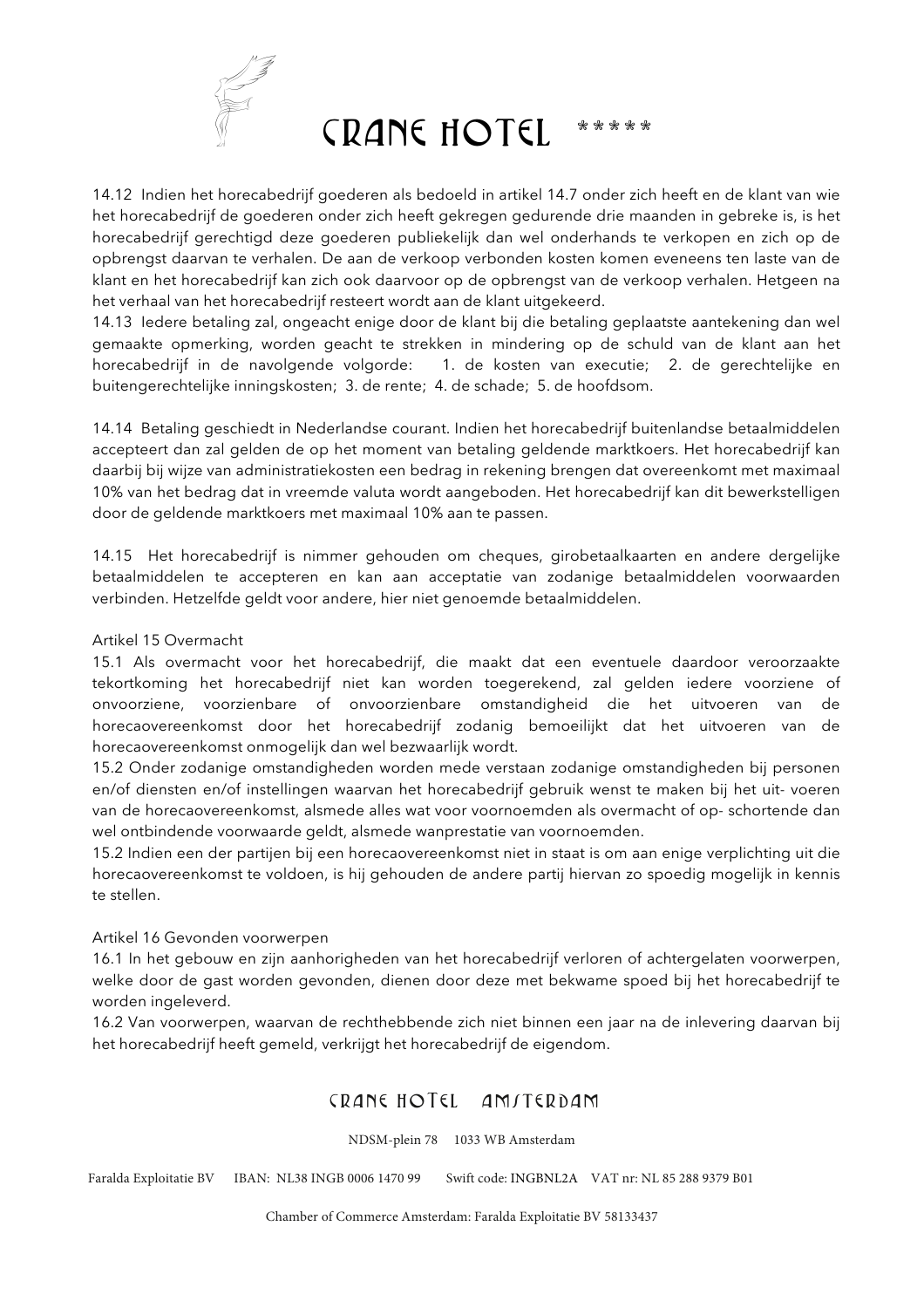14.12 Indien het horecabedrijf goederen als bedoeld in artikel 14.7 onder zich heeft en de klant van wie het horecabedrijf de goederen onder zich heeft gekregen gedurende drie maanden in gebreke is, is het horecabedrijf gerechtigd deze goederen publiekelijk dan wel onderhands te verkopen en zich op de opbrengst daarvan te verhalen. De aan de verkoop verbonden kosten komen eveneens ten laste van de klant en het horecabedrijf kan zich ook daarvoor op de opbrengst van de verkoop verhalen. Hetgeen na het verhaal van het horecabedrijf resteert wordt aan de klant uitgekeerd.
14.13 Iedere betaling zal, ongeacht enige door de klant bij die betaling geplaatste aantekening dan wel gemaakte opmerking, worden geacht te strekken in mindering op de schuld van de klant aan het horecabedrijf in de navolgende volgorde: 1. de kosten van executie; 2. de gerechtelijke en buitengerechtelijke inningskosten; 3. de rente; 4. de schade; 5. de hoofdsom.

14.14 Betaling geschiedt in Nederlandse courant. Indien het horecabedrijf buitenlandse betaalmiddelen accepteert dan zal gelden de op het moment van betaling geldende marktkoers. Het horecabedrijf kan daarbij bij wijze van administratiekosten een bedrag in rekening brengen dat overeenkomt met maximaal 10% van het bedrag dat in vreemde valuta wordt aangeboden. Het horecabedrijf kan dit bewerkstelligen door de geldende marktkoers met maximaal 10% aan te passen.

14.15 Het horecabedrijf is nimmer gehouden om cheques, girobetaalkaarten en andere dergelijke betaalmiddelen te accepteren en kan aan acceptatie van zodanige betaalmiddelen voorwaarden verbinden. Hetzelfde geldt voor andere, hier niet genoemde betaalmiddelen.

Artikel 15 Overmacht
15.1 Als overmacht voor het horecabedrijf, die maakt dat een eventuele daardoor veroorzaakte tekortkoming het horecabedrijf niet kan worden toegerekend, zal gelden iedere voorziene of onvoorziene, voorzienbare of onvoorzienbare omstandigheid die het uitvoeren van de horecaovereenkomst door het horecabedrijf zodanig bemoeilijkt dat het uitvoeren van de horecaovereenkomst onmogelijk dan wel bezwaarlijk wordt.
15.2 Onder zodanige omstandigheden worden mede verstaan zodanige omstandigheden bij personen en/of diensten en/of instellingen waarvan het horecabedrijf gebruik wenst te maken bij het uit- voeren van de horecaovereenkomst, alsmede alles wat voor voornoemden als overmacht of op- schortende dan wel ontbindende voorwaarde geldt, alsmede wanprestatie van voornoemden.
15.2 Indien een der partijen bij een horecaovereenkomst niet in staat is om aan enige verplichting uit die horecaovereenkomst te voldoen, is hij gehouden de andere partij hiervan zo spoedig mogelijk in kennis te stellen.

Artikel 16 Gevonden voorwerpen
16.1 In het gebouw en zijn aanhorigheden van het horecabedrijf verloren of achtergelaten voorwerpen, welke door de gast worden gevonden, dienen door deze met bekwame spoed bij het horecabedrijf te worden ingeleverd.
16.2 Van voorwerpen, waarvan de rechthebbende zich niet binnen een jaar na de inlevering daarvan bij het horecabedrijf heeft gemeld, verkrijgt het horecabedrijf de eigendom.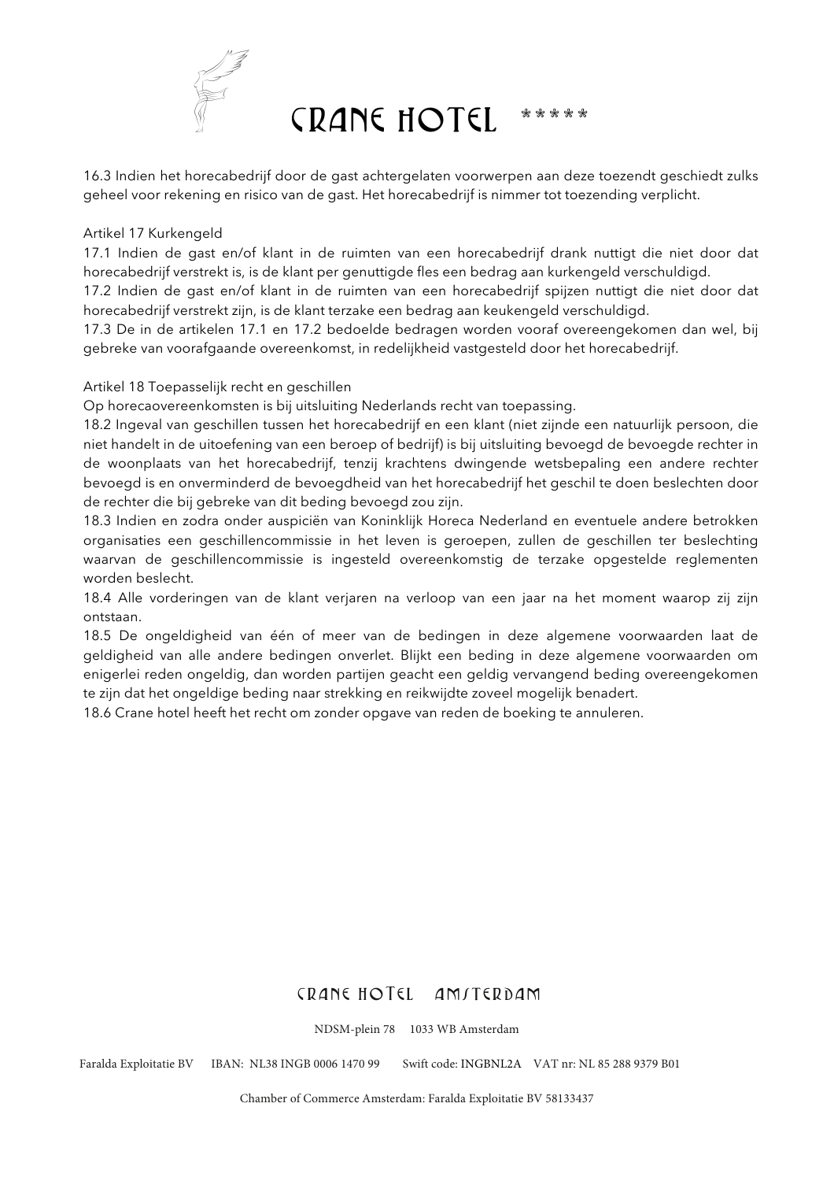16.3 Indien het horecabedrijf door de gast achtergelaten voorwerpen aan deze toezendt geschiedt zulks geheel voor rekening en risico van de gast. Het horecabedrijf is nimmer tot toezending verplicht.

Artikel 17 Kurkengeld

17.1 Indien de gast en/of klant in de ruimten van een horecabedrijf drank nuttigt die niet door dat horecabedrijf verstrekt is, is de klant per genuttigde fles een bedrag aan kurkengeld verschuldigd.

17.2 Indien de gast en/of klant in de ruimten van een horecabedrijf spijzen nuttigt die niet door dat horecabedrijf verstrekt zijn, is de klant terzake een bedrag aan keukengeld verschuldigd.

17.3 De in de artikelen 17.1 en 17.2 bedoelde bedragen worden vooraf overeengekomen dan wel, bij gebreke van voorafgaande overeenkomst, in redelijkheid vastgesteld door het horecabedrijf.

Artikel 18 Toepasselijk recht en geschillen

Op horecaovereenkomsten is bij uitsluiting Nederlands recht van toepassing.

18.2 Ingeval van geschillen tussen het horecabedrijf en een klant (niet zijnde een natuurlijk persoon, die niet handelt in de uitoefening van een beroep of bedrijf) is bij uitsluiting bevoegd de bevoegde rechter in de woonplaats van het horecabedrijf, tenzij krachtens dwingende wetsbepaling een andere rechter bevoegd is en onverminderd de bevoegdheid van het horecabedrijf het geschil te doen beslechten door de rechter die bij gebreke van dit beding bevoegd zou zijn.

18.3 Indien en zodra onder auspiciën van Koninklijk Horeca Nederland en eventuele andere betrokken organisaties een geschillencommissie in het leven is geroepen, zullen de geschillen ter beslechting waarvan de geschillencommissie is ingesteld overeenkomstig de terzake opgestelde reglementen worden beslecht.

18.4 Alle vorderingen van de klant verjaren na verloop van een jaar na het moment waarop zij zijn ontstaan.

18.5 De ongeldigheid van één of meer van de bedingen in deze algemene voorwaarden laat de geldigheid van alle andere bedingen onverlet. Blijkt een beding in deze algemene voorwaarden om enigerlei reden ongeldig, dan worden partijen geacht een geldig vervangend beding overeengekomen te zijn dat het ongeldige beding naar strekking en reikwijdte zoveel mogelijk benadert.

18.6 Crane hotel heeft het recht om zonder opgave van reden de boeking te annuleren.